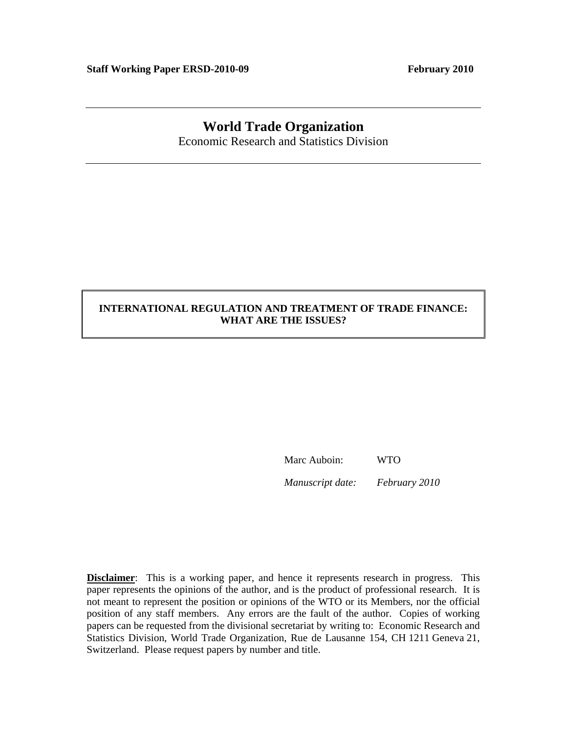**Staff Working Paper ERSD-2010-09** **February 2010**

---

# World Trade Organization

Economic Research and Statistics Division

---

**INTERNATIONAL REGULATION AND TREATMENT OF TRADE FINANCE: WHAT ARE THE ISSUES?**

Marc Auboin: WTO

*Manuscript date:* *February 2010*

**Disclaimer**: This is a working paper, and hence it represents research in progress. This paper represents the opinions of the author, and is the product of professional research. It is not meant to represent the position or opinions of the WTO or its Members, nor the official position of any staff members. Any errors are the fault of the author. Copies of working papers can be requested from the divisional secretariat by writing to: Economic Research and Statistics Division, World Trade Organization, Rue de Lausanne 154, CH 1211 Geneva 21, Switzerland. Please request papers by number and title.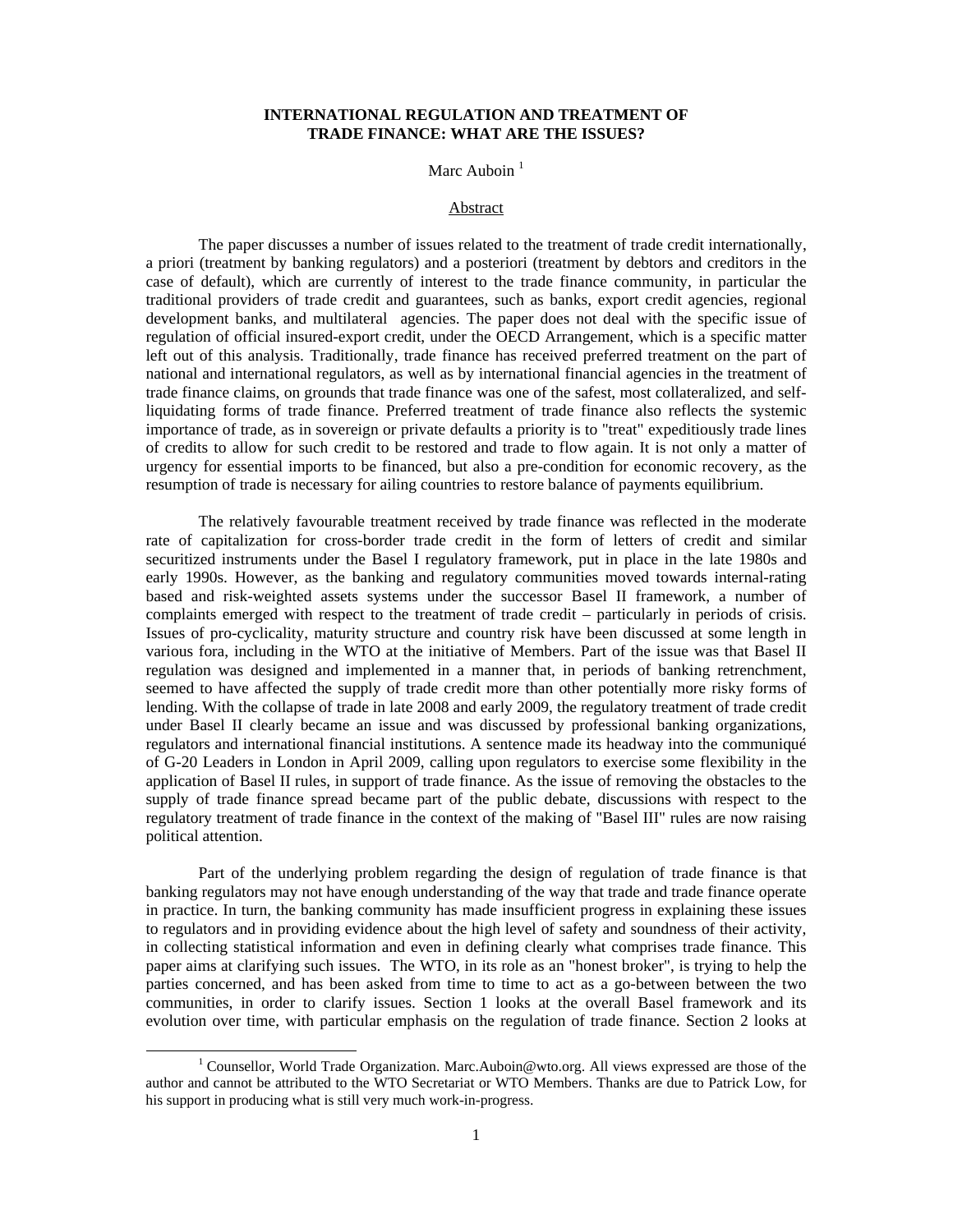**INTERNATIONAL REGULATION AND TREATMENT OF TRADE FINANCE: WHAT ARE THE ISSUES?**

Marc Auboin [1]

Abstract

The paper discusses a number of issues related to the treatment of trade credit internationally, a priori (treatment by banking regulators) and a posteriori (treatment by debtors and creditors in the case of default), which are currently of interest to the trade finance community, in particular the traditional providers of trade credit and guarantees, such as banks, export credit agencies, regional development banks, and multilateral agencies. The paper does not deal with the specific issue of regulation of official insured-export credit, under the OECD Arrangement, which is a specific matter left out of this analysis. Traditionally, trade finance has received preferred treatment on the part of national and international regulators, as well as by international financial agencies in the treatment of trade finance claims, on grounds that trade finance was one of the safest, most collateralized, and self-liquidating forms of trade finance. Preferred treatment of trade finance also reflects the systemic importance of trade, as in sovereign or private defaults a priority is to "treat" expeditiously trade lines of credits to allow for such credit to be restored and trade to flow again. It is not only a matter of urgency for essential imports to be financed, but also a pre-condition for economic recovery, as the resumption of trade is necessary for ailing countries to restore balance of payments equilibrium.

The relatively favourable treatment received by trade finance was reflected in the moderate rate of capitalization for cross-border trade credit in the form of letters of credit and similar securitized instruments under the Basel I regulatory framework, put in place in the late 1980s and early 1990s. However, as the banking and regulatory communities moved towards internal-rating based and risk-weighted assets systems under the successor Basel II framework, a number of complaints emerged with respect to the treatment of trade credit – particularly in periods of crisis. Issues of pro-cyclicality, maturity structure and country risk have been discussed at some length in various fora, including in the WTO at the initiative of Members. Part of the issue was that Basel II regulation was designed and implemented in a manner that, in periods of banking retrenchment, seemed to have affected the supply of trade credit more than other potentially more risky forms of lending. With the collapse of trade in late 2008 and early 2009, the regulatory treatment of trade credit under Basel II clearly became an issue and was discussed by professional banking organizations, regulators and international financial institutions. A sentence made its headway into the communiqué of G-20 Leaders in London in April 2009, calling upon regulators to exercise some flexibility in the application of Basel II rules, in support of trade finance. As the issue of removing the obstacles to the supply of trade finance spread became part of the public debate, discussions with respect to the regulatory treatment of trade finance in the context of the making of "Basel III" rules are now raising political attention.

Part of the underlying problem regarding the design of regulation of trade finance is that banking regulators may not have enough understanding of the way that trade and trade finance operate in practice. In turn, the banking community has made insufficient progress in explaining these issues to regulators and in providing evidence about the high level of safety and soundness of their activity, in collecting statistical information and even in defining clearly what comprises trade finance. This paper aims at clarifying such issues. The WTO, in its role as an "honest broker", is trying to help the parties concerned, and has been asked from time to time to act as a go-between between the two communities, in order to clarify issues. Section 1 looks at the overall Basel framework and its evolution over time, with particular emphasis on the regulation of trade finance. Section 2 looks at

[1] Counsellor, World Trade Organization. Marc.Auboin@wto.org. All views expressed are those of the author and cannot be attributed to the WTO Secretariat or WTO Members. Thanks are due to Patrick Low, for his support in producing what is still very much work-in-progress.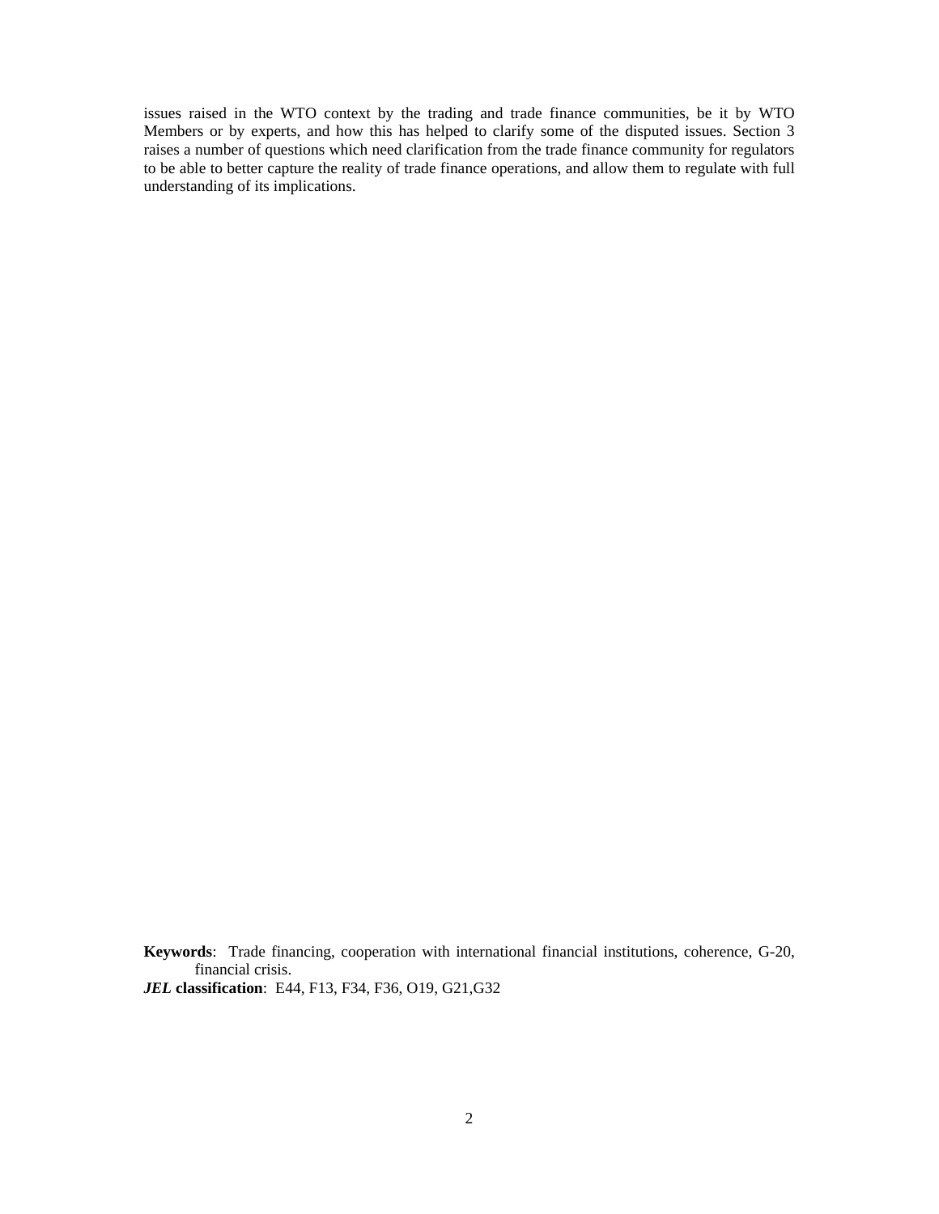issues raised in the WTO context by the trading and trade finance communities, be it by WTO Members or by experts, and how this has helped to clarify some of the disputed issues. Section 3 raises a number of questions which need clarification from the trade finance community for regulators to be able to better capture the reality of trade finance operations, and allow them to regulate with full understanding of its implications.

**Keywords**: Trade financing, cooperation with international financial institutions, coherence, G-20, financial crisis.

***JEL* classification**: E44, F13, F34, F36, O19, G21,G32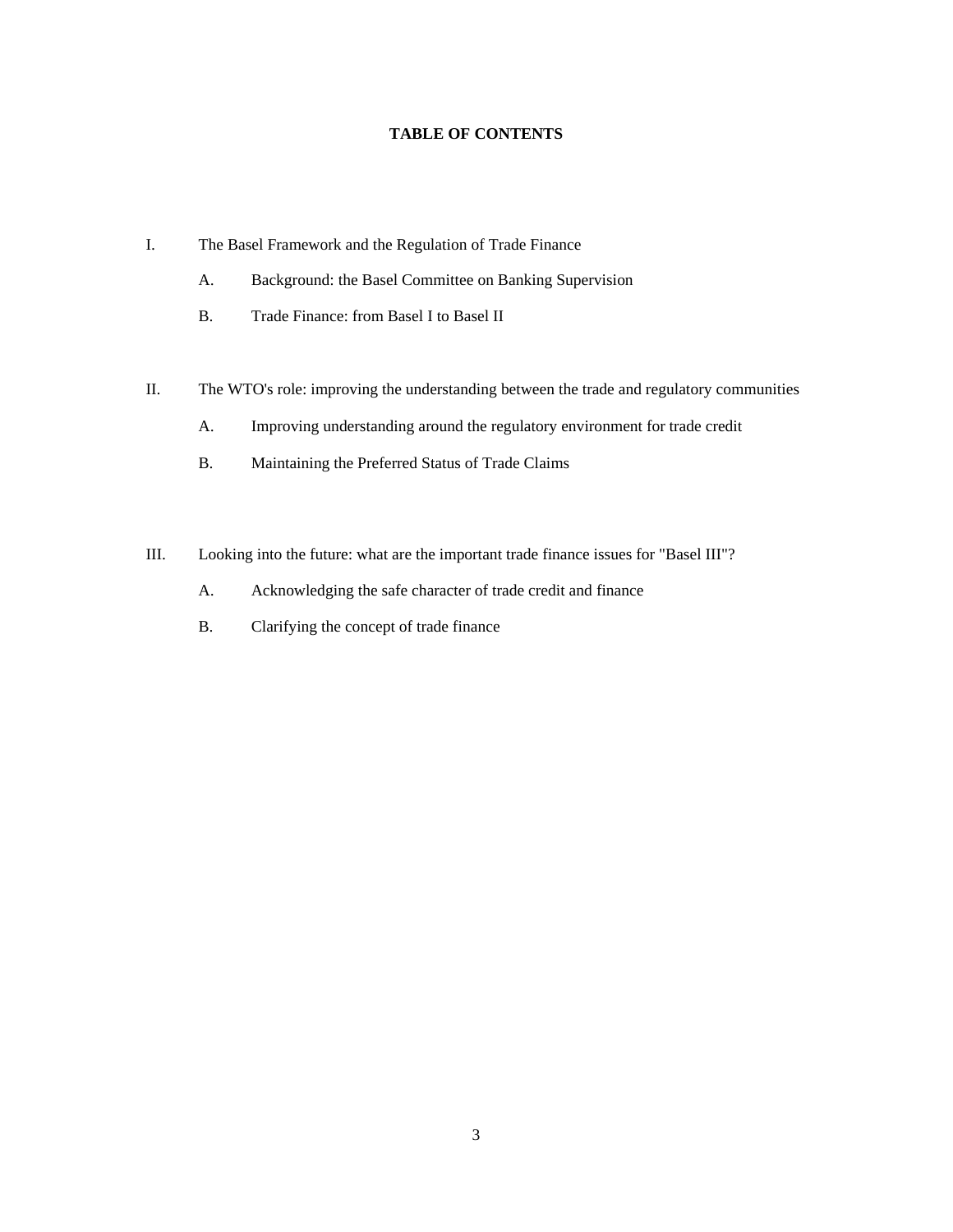**TABLE OF CONTENTS**

I. The Basel Framework and the Regulation of Trade Finance

   A. Background: the Basel Committee on Banking Supervision

   B. Trade Finance: from Basel I to Basel II

II. The WTO's role: improving the understanding between the trade and regulatory communities

   A. Improving understanding around the regulatory environment for trade credit

   B. Maintaining the Preferred Status of Trade Claims

III. Looking into the future: what are the important trade finance issues for "Basel III"?

   A. Acknowledging the safe character of trade credit and finance

   B. Clarifying the concept of trade finance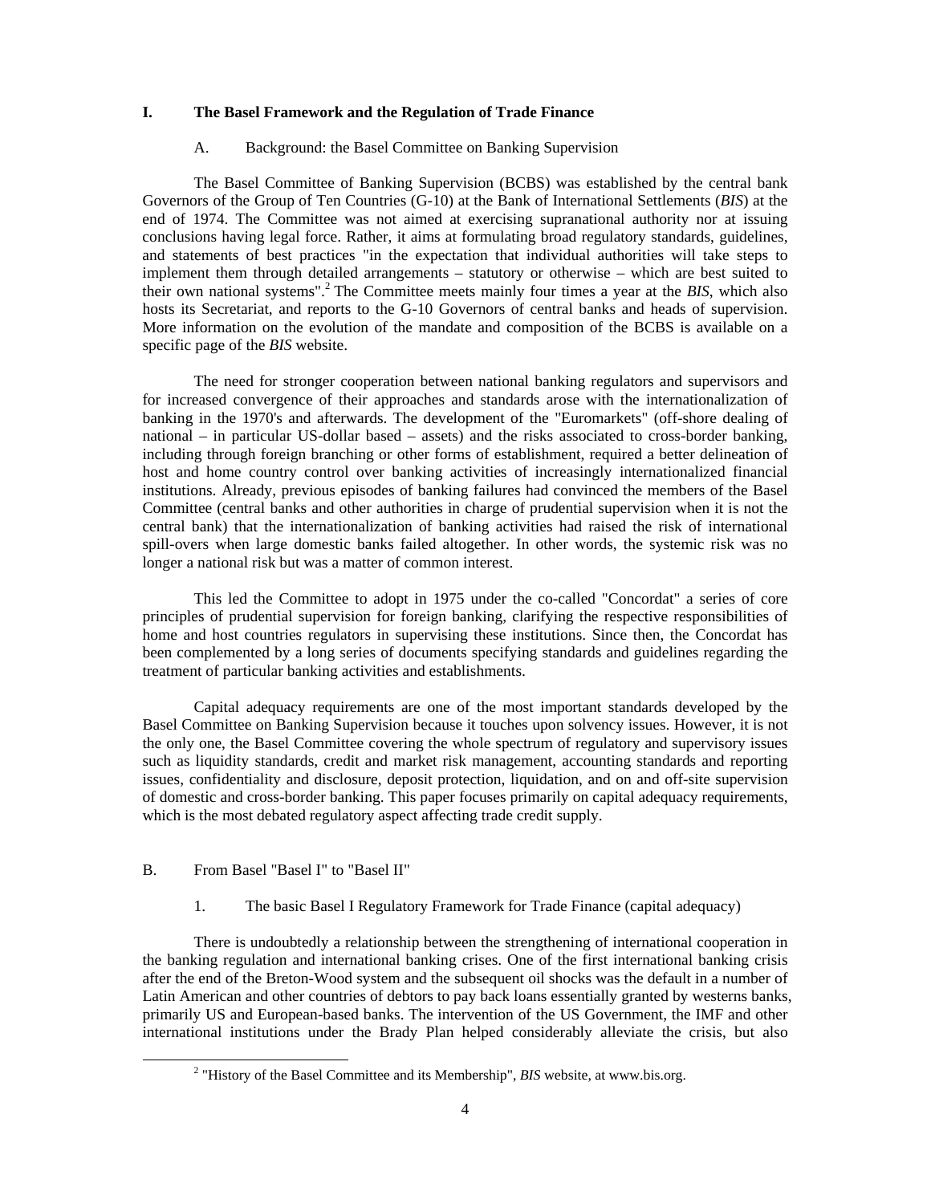## I. The Basel Framework and the Regulation of Trade Finance

### A. Background: the Basel Committee on Banking Supervision

The Basel Committee of Banking Supervision (BCBS) was established by the central bank Governors of the Group of Ten Countries (G-10) at the Bank of International Settlements (*BIS*) at the end of 1974. The Committee was not aimed at exercising supranational authority nor at issuing conclusions having legal force. Rather, it aims at formulating broad regulatory standards, guidelines, and statements of best practices "in the expectation that individual authorities will take steps to implement them through detailed arrangements – statutory or otherwise – which are best suited to their own national systems".[2] The Committee meets mainly four times a year at the *BIS*, which also hosts its Secretariat, and reports to the G-10 Governors of central banks and heads of supervision. More information on the evolution of the mandate and composition of the BCBS is available on a specific page of the *BIS* website.

The need for stronger cooperation between national banking regulators and supervisors and for increased convergence of their approaches and standards arose with the internationalization of banking in the 1970's and afterwards. The development of the "Euromarkets" (off-shore dealing of national – in particular US-dollar based – assets) and the risks associated to cross-border banking, including through foreign branching or other forms of establishment, required a better delineation of host and home country control over banking activities of increasingly internationalized financial institutions. Already, previous episodes of banking failures had convinced the members of the Basel Committee (central banks and other authorities in charge of prudential supervision when it is not the central bank) that the internationalization of banking activities had raised the risk of international spill-overs when large domestic banks failed altogether. In other words, the systemic risk was no longer a national risk but was a matter of common interest.

This led the Committee to adopt in 1975 under the co-called "Concordat" a series of core principles of prudential supervision for foreign banking, clarifying the respective responsibilities of home and host countries regulators in supervising these institutions. Since then, the Concordat has been complemented by a long series of documents specifying standards and guidelines regarding the treatment of particular banking activities and establishments.

Capital adequacy requirements are one of the most important standards developed by the Basel Committee on Banking Supervision because it touches upon solvency issues. However, it is not the only one, the Basel Committee covering the whole spectrum of regulatory and supervisory issues such as liquidity standards, credit and market risk management, accounting standards and reporting issues, confidentiality and disclosure, deposit protection, liquidation, and on and off-site supervision of domestic and cross-border banking. This paper focuses primarily on capital adequacy requirements, which is the most debated regulatory aspect affecting trade credit supply.

### B. From Basel "Basel I" to "Basel II"

#### 1. The basic Basel I Regulatory Framework for Trade Finance (capital adequacy)

There is undoubtedly a relationship between the strengthening of international cooperation in the banking regulation and international banking crises. One of the first international banking crisis after the end of the Breton-Wood system and the subsequent oil shocks was the default in a number of Latin American and other countries of debtors to pay back loans essentially granted by westerns banks, primarily US and European-based banks. The intervention of the US Government, the IMF and other international institutions under the Brady Plan helped considerably alleviate the crisis, but also

[2] "History of the Basel Committee and its Membership", *BIS* website, at www.bis.org.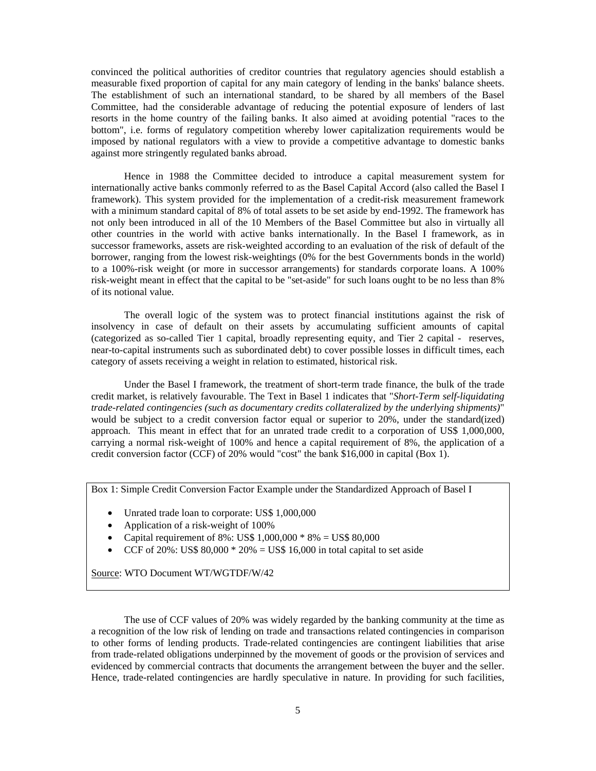convinced the political authorities of creditor countries that regulatory agencies should establish a measurable fixed proportion of capital for any main category of lending in the banks' balance sheets. The establishment of such an international standard, to be shared by all members of the Basel Committee, had the considerable advantage of reducing the potential exposure of lenders of last resorts in the home country of the failing banks. It also aimed at avoiding potential "races to the bottom", i.e. forms of regulatory competition whereby lower capitalization requirements would be imposed by national regulators with a view to provide a competitive advantage to domestic banks against more stringently regulated banks abroad.

Hence in 1988 the Committee decided to introduce a capital measurement system for internationally active banks commonly referred to as the Basel Capital Accord (also called the Basel I framework). This system provided for the implementation of a credit-risk measurement framework with a minimum standard capital of 8% of total assets to be set aside by end-1992. The framework has not only been introduced in all of the 10 Members of the Basel Committee but also in virtually all other countries in the world with active banks internationally. In the Basel I framework, as in successor frameworks, assets are risk-weighted according to an evaluation of the risk of default of the borrower, ranging from the lowest risk-weightings (0% for the best Governments bonds in the world) to a 100%-risk weight (or more in successor arrangements) for standards corporate loans. A 100% risk-weight meant in effect that the capital to be "set-aside" for such loans ought to be no less than 8% of its notional value.

The overall logic of the system was to protect financial institutions against the risk of insolvency in case of default on their assets by accumulating sufficient amounts of capital (categorized as so-called Tier 1 capital, broadly representing equity, and Tier 2 capital - reserves, near-to-capital instruments such as subordinated debt) to cover possible losses in difficult times, each category of assets receiving a weight in relation to estimated, historical risk.

Under the Basel I framework, the treatment of short-term trade finance, the bulk of the trade credit market, is relatively favourable. The Text in Basel 1 indicates that "*Short-Term self-liquidating trade-related contingencies (such as documentary credits collateralized by the underlying shipments)*" would be subject to a credit conversion factor equal or superior to 20%, under the standard(ized) approach. This meant in effect that for an unrated trade credit to a corporation of US$ 1,000,000, carrying a normal risk-weight of 100% and hence a capital requirement of 8%, the application of a credit conversion factor (CCF) of 20% would "cost" the bank $16,000 in capital (Box 1).

Box 1: Simple Credit Conversion Factor Example under the Standardized Approach of Basel I

- Unrated trade loan to corporate: US$ 1,000,000
- Application of a risk-weight of 100%
- Capital requirement of 8%: US$ 1,000,000 * 8% = US$ 80,000
- CCF of 20%: US$ 80,000 * 20% = US$ 16,000 in total capital to set aside

Source: WTO Document WT/WGTDF/W/42

The use of CCF values of 20% was widely regarded by the banking community at the time as a recognition of the low risk of lending on trade and transactions related contingencies in comparison to other forms of lending products. Trade-related contingencies are contingent liabilities that arise from trade-related obligations underpinned by the movement of goods or the provision of services and evidenced by commercial contracts that documents the arrangement between the buyer and the seller. Hence, trade-related contingencies are hardly speculative in nature. In providing for such facilities,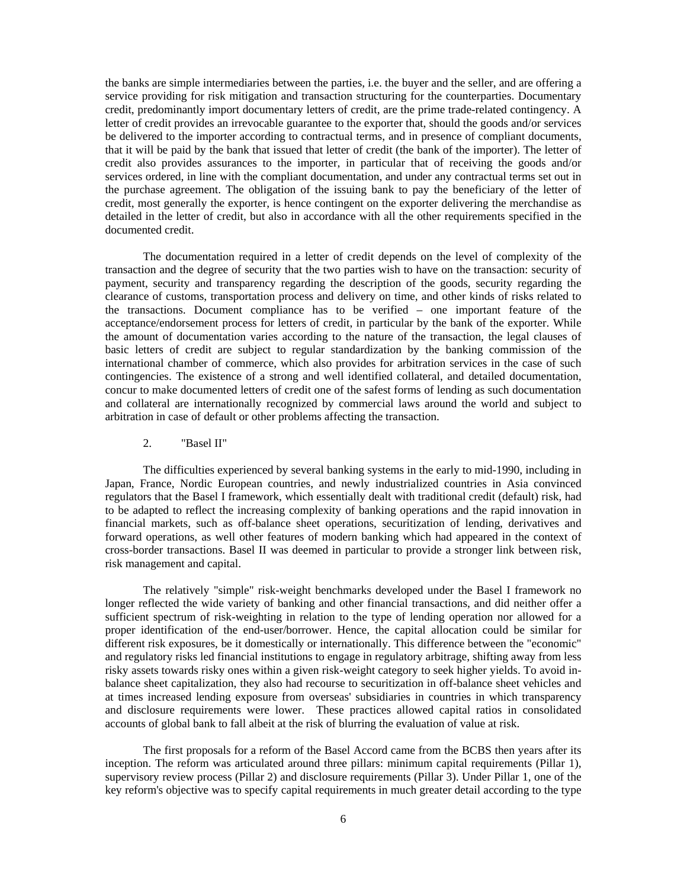the banks are simple intermediaries between the parties, i.e. the buyer and the seller, and are offering a service providing for risk mitigation and transaction structuring for the counterparties. Documentary credit, predominantly import documentary letters of credit, are the prime trade-related contingency. A letter of credit provides an irrevocable guarantee to the exporter that, should the goods and/or services be delivered to the importer according to contractual terms, and in presence of compliant documents, that it will be paid by the bank that issued that letter of credit (the bank of the importer). The letter of credit also provides assurances to the importer, in particular that of receiving the goods and/or services ordered, in line with the compliant documentation, and under any contractual terms set out in the purchase agreement. The obligation of the issuing bank to pay the beneficiary of the letter of credit, most generally the exporter, is hence contingent on the exporter delivering the merchandise as detailed in the letter of credit, but also in accordance with all the other requirements specified in the documented credit.

The documentation required in a letter of credit depends on the level of complexity of the transaction and the degree of security that the two parties wish to have on the transaction: security of payment, security and transparency regarding the description of the goods, security regarding the clearance of customs, transportation process and delivery on time, and other kinds of risks related to the transactions. Document compliance has to be verified – one important feature of the acceptance/endorsement process for letters of credit, in particular by the bank of the exporter. While the amount of documentation varies according to the nature of the transaction, the legal clauses of basic letters of credit are subject to regular standardization by the banking commission of the international chamber of commerce, which also provides for arbitration services in the case of such contingencies. The existence of a strong and well identified collateral, and detailed documentation, concur to make documented letters of credit one of the safest forms of lending as such documentation and collateral are internationally recognized by commercial laws around the world and subject to arbitration in case of default or other problems affecting the transaction.

## 2. "Basel II"

The difficulties experienced by several banking systems in the early to mid-1990, including in Japan, France, Nordic European countries, and newly industrialized countries in Asia convinced regulators that the Basel I framework, which essentially dealt with traditional credit (default) risk, had to be adapted to reflect the increasing complexity of banking operations and the rapid innovation in financial markets, such as off-balance sheet operations, securitization of lending, derivatives and forward operations, as well other features of modern banking which had appeared in the context of cross-border transactions. Basel II was deemed in particular to provide a stronger link between risk, risk management and capital.

The relatively "simple" risk-weight benchmarks developed under the Basel I framework no longer reflected the wide variety of banking and other financial transactions, and did neither offer a sufficient spectrum of risk-weighting in relation to the type of lending operation nor allowed for a proper identification of the end-user/borrower. Hence, the capital allocation could be similar for different risk exposures, be it domestically or internationally. This difference between the "economic" and regulatory risks led financial institutions to engage in regulatory arbitrage, shifting away from less risky assets towards risky ones within a given risk-weight category to seek higher yields. To avoid in-balance sheet capitalization, they also had recourse to securitization in off-balance sheet vehicles and at times increased lending exposure from overseas' subsidiaries in countries in which transparency and disclosure requirements were lower. These practices allowed capital ratios in consolidated accounts of global bank to fall albeit at the risk of blurring the evaluation of value at risk.

The first proposals for a reform of the Basel Accord came from the BCBS then years after its inception. The reform was articulated around three pillars: minimum capital requirements (Pillar 1), supervisory review process (Pillar 2) and disclosure requirements (Pillar 3). Under Pillar 1, one of the key reform's objective was to specify capital requirements in much greater detail according to the type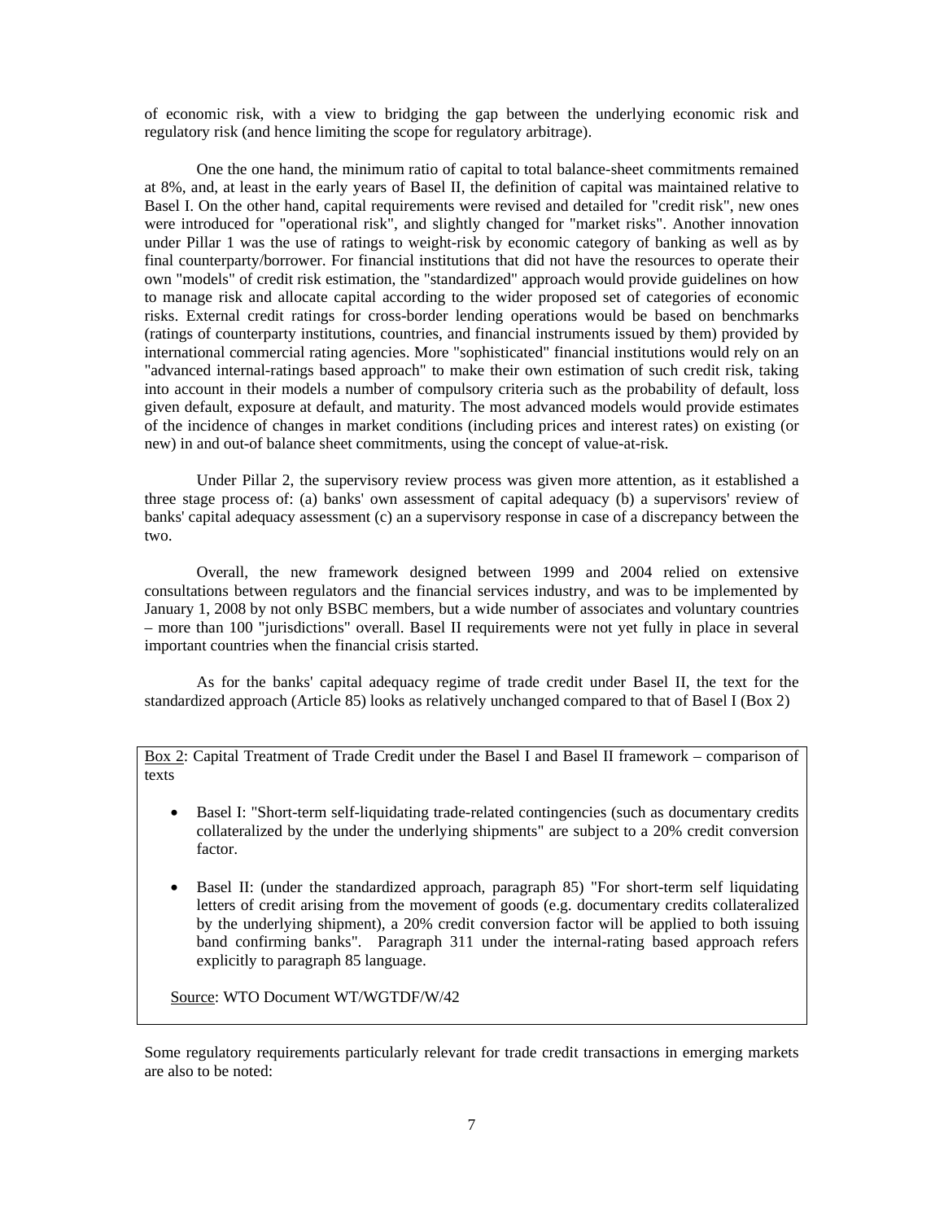of economic risk, with a view to bridging the gap between the underlying economic risk and regulatory risk (and hence limiting the scope for regulatory arbitrage).

One the one hand, the minimum ratio of capital to total balance-sheet commitments remained at 8%, and, at least in the early years of Basel II, the definition of capital was maintained relative to Basel I. On the other hand, capital requirements were revised and detailed for "credit risk", new ones were introduced for "operational risk", and slightly changed for "market risks". Another innovation under Pillar 1 was the use of ratings to weight-risk by economic category of banking as well as by final counterparty/borrower. For financial institutions that did not have the resources to operate their own "models" of credit risk estimation, the "standardized" approach would provide guidelines on how to manage risk and allocate capital according to the wider proposed set of categories of economic risks. External credit ratings for cross-border lending operations would be based on benchmarks (ratings of counterparty institutions, countries, and financial instruments issued by them) provided by international commercial rating agencies. More "sophisticated" financial institutions would rely on an "advanced internal-ratings based approach" to make their own estimation of such credit risk, taking into account in their models a number of compulsory criteria such as the probability of default, loss given default, exposure at default, and maturity. The most advanced models would provide estimates of the incidence of changes in market conditions (including prices and interest rates) on existing (or new) in and out-of balance sheet commitments, using the concept of value-at-risk.

Under Pillar 2, the supervisory review process was given more attention, as it established a three stage process of: (a) banks' own assessment of capital adequacy (b) a supervisors' review of banks' capital adequacy assessment (c) an a supervisory response in case of a discrepancy between the two.

Overall, the new framework designed between 1999 and 2004 relied on extensive consultations between regulators and the financial services industry, and was to be implemented by January 1, 2008 by not only BSBC members, but a wide number of associates and voluntary countries – more than 100 "jurisdictions" overall. Basel II requirements were not yet fully in place in several important countries when the financial crisis started.

As for the banks' capital adequacy regime of trade credit under Basel II, the text for the standardized approach (Article 85) looks as relatively unchanged compared to that of Basel I (Box 2)

Box 2: Capital Treatment of Trade Credit under the Basel I and Basel II framework – comparison of texts

- Basel I: "Short-term self-liquidating trade-related contingencies (such as documentary credits collateralized by the under the underlying shipments" are subject to a 20% credit conversion factor.
- Basel II: (under the standardized approach, paragraph 85) "For short-term self liquidating letters of credit arising from the movement of goods (e.g. documentary credits collateralized by the underlying shipment), a 20% credit conversion factor will be applied to both issuing band confirming banks". Paragraph 311 under the internal-rating based approach refers explicitly to paragraph 85 language.

Source: WTO Document WT/WGTDF/W/42

Some regulatory requirements particularly relevant for trade credit transactions in emerging markets are also to be noted: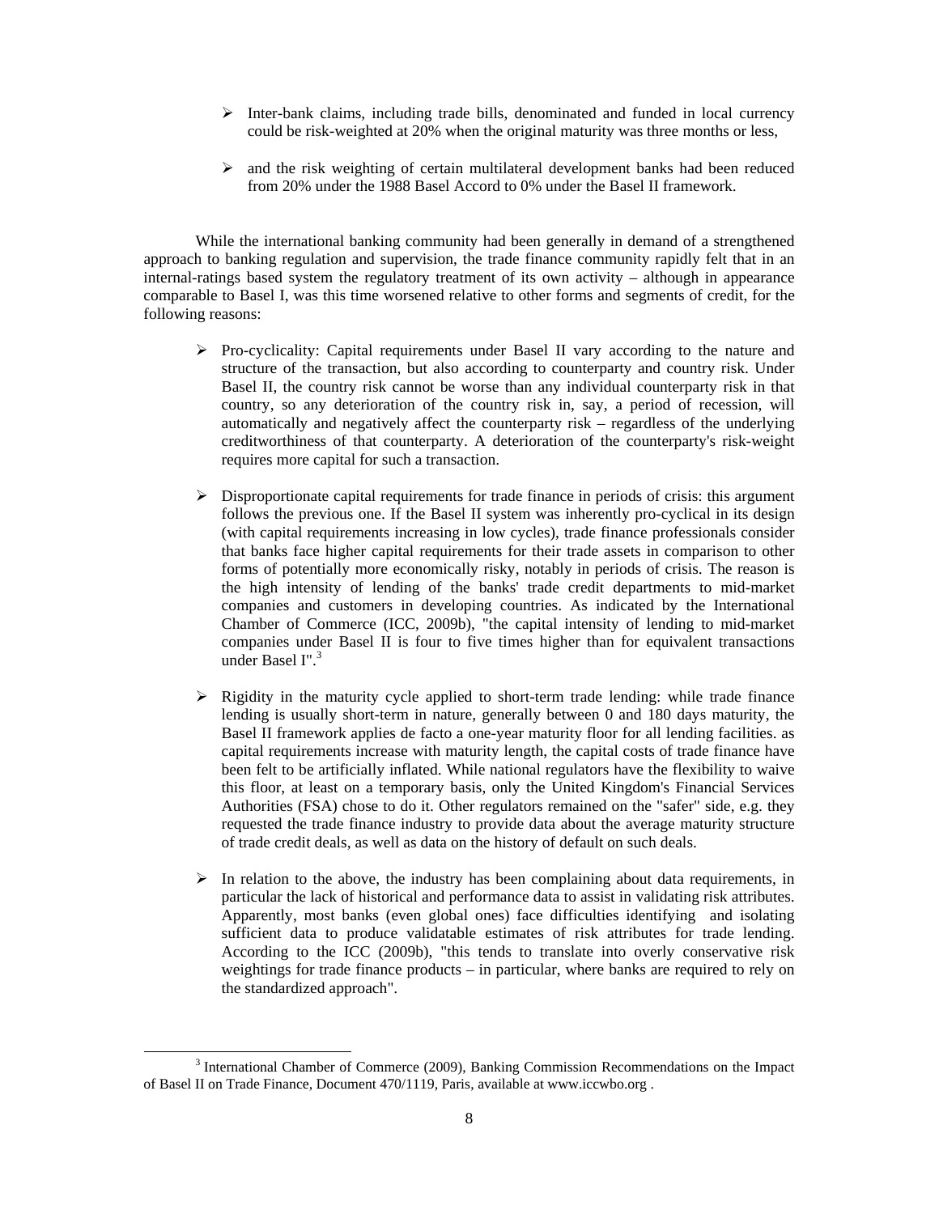- Inter-bank claims, including trade bills, denominated and funded in local currency could be risk-weighted at 20% when the original maturity was three months or less,

- and the risk weighting of certain multilateral development banks had been reduced from 20% under the 1988 Basel Accord to 0% under the Basel II framework.

While the international banking community had been generally in demand of a strengthened approach to banking regulation and supervision, the trade finance community rapidly felt that in an internal-ratings based system the regulatory treatment of its own activity – although in appearance comparable to Basel I, was this time worsened relative to other forms and segments of credit, for the following reasons:

- Pro-cyclicality: Capital requirements under Basel II vary according to the nature and structure of the transaction, but also according to counterparty and country risk. Under Basel II, the country risk cannot be worse than any individual counterparty risk in that country, so any deterioration of the country risk in, say, a period of recession, will automatically and negatively affect the counterparty risk – regardless of the underlying creditworthiness of that counterparty. A deterioration of the counterparty's risk-weight requires more capital for such a transaction.

- Disproportionate capital requirements for trade finance in periods of crisis: this argument follows the previous one. If the Basel II system was inherently pro-cyclical in its design (with capital requirements increasing in low cycles), trade finance professionals consider that banks face higher capital requirements for their trade assets in comparison to other forms of potentially more economically risky, notably in periods of crisis. The reason is the high intensity of lending of the banks' trade credit departments to mid-market companies and customers in developing countries. As indicated by the International Chamber of Commerce (ICC, 2009b), "the capital intensity of lending to mid-market companies under Basel II is four to five times higher than for equivalent transactions under Basel I".[3]

- Rigidity in the maturity cycle applied to short-term trade lending: while trade finance lending is usually short-term in nature, generally between 0 and 180 days maturity, the Basel II framework applies de facto a one-year maturity floor for all lending facilities. as capital requirements increase with maturity length, the capital costs of trade finance have been felt to be artificially inflated. While national regulators have the flexibility to waive this floor, at least on a temporary basis, only the United Kingdom's Financial Services Authorities (FSA) chose to do it. Other regulators remained on the "safer" side, e.g. they requested the trade finance industry to provide data about the average maturity structure of trade credit deals, as well as data on the history of default on such deals.

- In relation to the above, the industry has been complaining about data requirements, in particular the lack of historical and performance data to assist in validating risk attributes. Apparently, most banks (even global ones) face difficulties identifying and isolating sufficient data to produce validatable estimates of risk attributes for trade lending. According to the ICC (2009b), "this tends to translate into overly conservative risk weightings for trade finance products – in particular, where banks are required to rely on the standardized approach".

[3] International Chamber of Commerce (2009), Banking Commission Recommendations on the Impact of Basel II on Trade Finance, Document 470/1119, Paris, available at www.iccwbo.org .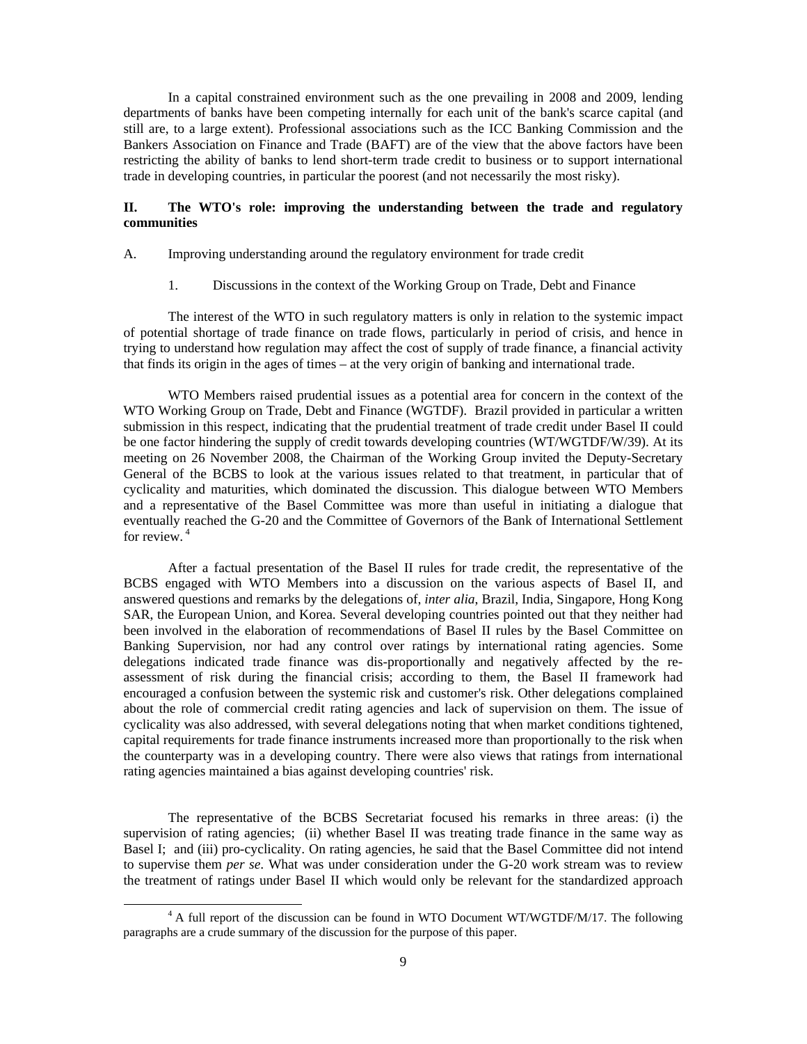In a capital constrained environment such as the one prevailing in 2008 and 2009, lending departments of banks have been competing internally for each unit of the bank's scarce capital (and still are, to a large extent). Professional associations such as the ICC Banking Commission and the Bankers Association on Finance and Trade (BAFT) are of the view that the above factors have been restricting the ability of banks to lend short-term trade credit to business or to support international trade in developing countries, in particular the poorest (and not necessarily the most risky).

## II. The WTO's role: improving the understanding between the trade and regulatory communities

### A. Improving understanding around the regulatory environment for trade credit

#### 1. Discussions in the context of the Working Group on Trade, Debt and Finance

The interest of the WTO in such regulatory matters is only in relation to the systemic impact of potential shortage of trade finance on trade flows, particularly in period of crisis, and hence in trying to understand how regulation may affect the cost of supply of trade finance, a financial activity that finds its origin in the ages of times – at the very origin of banking and international trade.

WTO Members raised prudential issues as a potential area for concern in the context of the WTO Working Group on Trade, Debt and Finance (WGTDF). Brazil provided in particular a written submission in this respect, indicating that the prudential treatment of trade credit under Basel II could be one factor hindering the supply of credit towards developing countries (WT/WGTDF/W/39). At its meeting on 26 November 2008, the Chairman of the Working Group invited the Deputy-Secretary General of the BCBS to look at the various issues related to that treatment, in particular that of cyclicality and maturities, which dominated the discussion. This dialogue between WTO Members and a representative of the Basel Committee was more than useful in initiating a dialogue that eventually reached the G-20 and the Committee of Governors of the Bank of International Settlement for review. [4]

After a factual presentation of the Basel II rules for trade credit, the representative of the BCBS engaged with WTO Members into a discussion on the various aspects of Basel II, and answered questions and remarks by the delegations of, *inter alia*, Brazil, India, Singapore, Hong Kong SAR, the European Union, and Korea. Several developing countries pointed out that they neither had been involved in the elaboration of recommendations of Basel II rules by the Basel Committee on Banking Supervision, nor had any control over ratings by international rating agencies. Some delegations indicated trade finance was dis-proportionally and negatively affected by the re-assessment of risk during the financial crisis; according to them, the Basel II framework had encouraged a confusion between the systemic risk and customer's risk. Other delegations complained about the role of commercial credit rating agencies and lack of supervision on them. The issue of cyclicality was also addressed, with several delegations noting that when market conditions tightened, capital requirements for trade finance instruments increased more than proportionally to the risk when the counterparty was in a developing country. There were also views that ratings from international rating agencies maintained a bias against developing countries' risk.

The representative of the BCBS Secretariat focused his remarks in three areas: (i) the supervision of rating agencies; (ii) whether Basel II was treating trade finance in the same way as Basel I; and (iii) pro-cyclicality. On rating agencies, he said that the Basel Committee did not intend to supervise them *per se*. What was under consideration under the G-20 work stream was to review the treatment of ratings under Basel II which would only be relevant for the standardized approach

[4] A full report of the discussion can be found in WTO Document WT/WGTDF/M/17. The following paragraphs are a crude summary of the discussion for the purpose of this paper.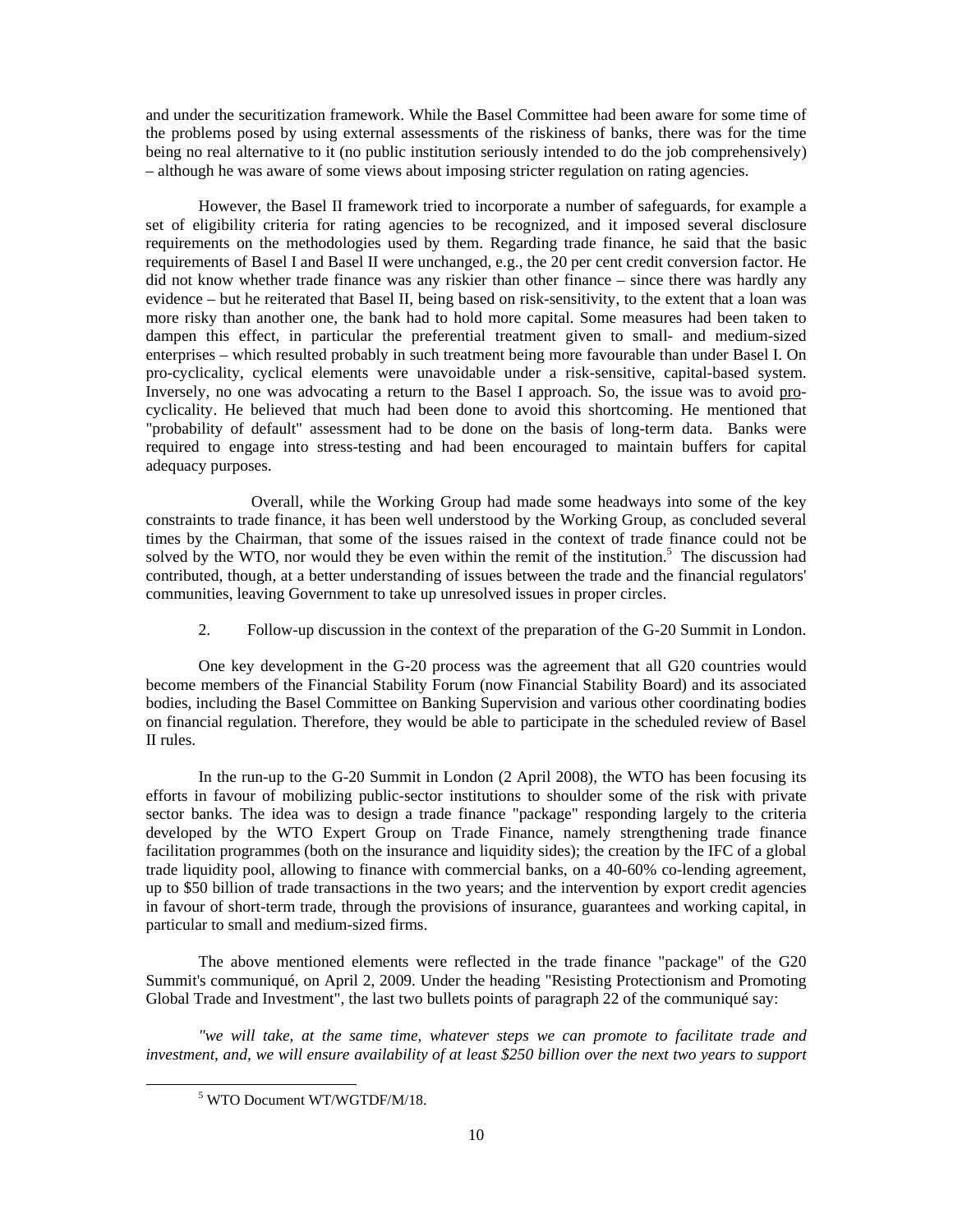and under the securitization framework. While the Basel Committee had been aware for some time of the problems posed by using external assessments of the riskiness of banks, there was for the time being no real alternative to it (no public institution seriously intended to do the job comprehensively) – although he was aware of some views about imposing stricter regulation on rating agencies.

However, the Basel II framework tried to incorporate a number of safeguards, for example a set of eligibility criteria for rating agencies to be recognized, and it imposed several disclosure requirements on the methodologies used by them. Regarding trade finance, he said that the basic requirements of Basel I and Basel II were unchanged, e.g., the 20 per cent credit conversion factor. He did not know whether trade finance was any riskier than other finance – since there was hardly any evidence – but he reiterated that Basel II, being based on risk-sensitivity, to the extent that a loan was more risky than another one, the bank had to hold more capital. Some measures had been taken to dampen this effect, in particular the preferential treatment given to small- and medium-sized enterprises – which resulted probably in such treatment being more favourable than under Basel I. On pro-cyclicality, cyclical elements were unavoidable under a risk-sensitive, capital-based system. Inversely, no one was advocating a return to the Basel I approach. So, the issue was to avoid pro-cyclicality. He believed that much had been done to avoid this shortcoming. He mentioned that "probability of default" assessment had to be done on the basis of long-term data. Banks were required to engage into stress-testing and had been encouraged to maintain buffers for capital adequacy purposes.

Overall, while the Working Group had made some headways into some of the key constraints to trade finance, it has been well understood by the Working Group, as concluded several times by the Chairman, that some of the issues raised in the context of trade finance could not be solved by the WTO, nor would they be even within the remit of the institution.[5] The discussion had contributed, though, at a better understanding of issues between the trade and the financial regulators' communities, leaving Government to take up unresolved issues in proper circles.

2. Follow-up discussion in the context of the preparation of the G-20 Summit in London.

One key development in the G-20 process was the agreement that all G20 countries would become members of the Financial Stability Forum (now Financial Stability Board) and its associated bodies, including the Basel Committee on Banking Supervision and various other coordinating bodies on financial regulation. Therefore, they would be able to participate in the scheduled review of Basel II rules.

In the run-up to the G-20 Summit in London (2 April 2008), the WTO has been focusing its efforts in favour of mobilizing public-sector institutions to shoulder some of the risk with private sector banks. The idea was to design a trade finance "package" responding largely to the criteria developed by the WTO Expert Group on Trade Finance, namely strengthening trade finance facilitation programmes (both on the insurance and liquidity sides); the creation by the IFC of a global trade liquidity pool, allowing to finance with commercial banks, on a 40-60% co-lending agreement, up to \$50 billion of trade transactions in the two years; and the intervention by export credit agencies in favour of short-term trade, through the provisions of insurance, guarantees and working capital, in particular to small and medium-sized firms.

The above mentioned elements were reflected in the trade finance "package" of the G20 Summit's communiqué, on April 2, 2009. Under the heading "Resisting Protectionism and Promoting Global Trade and Investment", the last two bullets points of paragraph 22 of the communiqué say:

*"we will take, at the same time, whatever steps we can promote to facilitate trade and investment, and, we will ensure availability of at least \$250 billion over the next two years to support*

[5] WTO Document WT/WGTDF/M/18.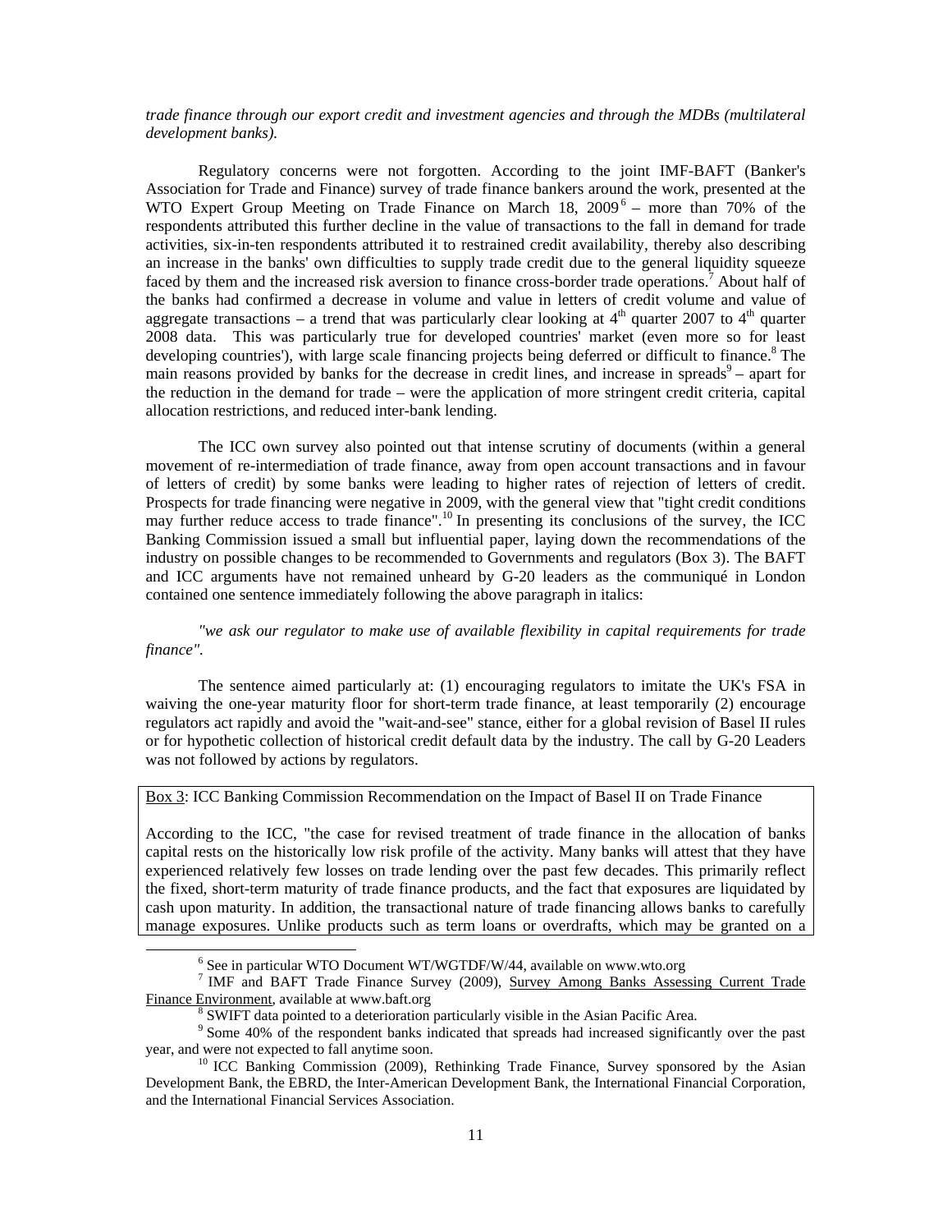*trade finance through our export credit and investment agencies and through the MDBs (multilateral development banks).*

Regulatory concerns were not forgotten. According to the joint IMF-BAFT (Banker's Association for Trade and Finance) survey of trade finance bankers around the work, presented at the WTO Expert Group Meeting on Trade Finance on March 18, 2009[6] – more than 70% of the respondents attributed this further decline in the value of transactions to the fall in demand for trade activities, six-in-ten respondents attributed it to restrained credit availability, thereby also describing an increase in the banks' own difficulties to supply trade credit due to the general liquidity squeeze faced by them and the increased risk aversion to finance cross-border trade operations.[7] About half of the banks had confirmed a decrease in volume and value in letters of credit volume and value of aggregate transactions – a trend that was particularly clear looking at 4th quarter 2007 to 4th quarter 2008 data. This was particularly true for developed countries' market (even more so for least developing countries'), with large scale financing projects being deferred or difficult to finance.[8] The main reasons provided by banks for the decrease in credit lines, and increase in spreads[9] – apart for the reduction in the demand for trade – were the application of more stringent credit criteria, capital allocation restrictions, and reduced inter-bank lending.

The ICC own survey also pointed out that intense scrutiny of documents (within a general movement of re-intermediation of trade finance, away from open account transactions and in favour of letters of credit) by some banks were leading to higher rates of rejection of letters of credit. Prospects for trade financing were negative in 2009, with the general view that "tight credit conditions may further reduce access to trade finance".[10] In presenting its conclusions of the survey, the ICC Banking Commission issued a small but influential paper, laying down the recommendations of the industry on possible changes to be recommended to Governments and regulators (Box 3). The BAFT and ICC arguments have not remained unheard by G-20 leaders as the communiqué in London contained one sentence immediately following the above paragraph in italics:

*"we ask our regulator to make use of available flexibility in capital requirements for trade finance".*

The sentence aimed particularly at: (1) encouraging regulators to imitate the UK's FSA in waiving the one-year maturity floor for short-term trade finance, at least temporarily (2) encourage regulators act rapidly and avoid the "wait-and-see" stance, either for a global revision of Basel II rules or for hypothetic collection of historical credit default data by the industry. The call by G-20 Leaders was not followed by actions by regulators.

Box 3: ICC Banking Commission Recommendation on the Impact of Basel II on Trade Finance

According to the ICC, "the case for revised treatment of trade finance in the allocation of banks capital rests on the historically low risk profile of the activity. Many banks will attest that they have experienced relatively few losses on trade lending over the past few decades. This primarily reflect the fixed, short-term maturity of trade finance products, and the fact that exposures are liquidated by cash upon maturity. In addition, the transactional nature of trade financing allows banks to carefully manage exposures. Unlike products such as term loans or overdrafts, which may be granted on a

---

[6] See in particular WTO Document WT/WGTDF/W/44, available on www.wto.org

[7] IMF and BAFT Trade Finance Survey (2009), Survey Among Banks Assessing Current Trade Finance Environment, available at www.baft.org

[8] SWIFT data pointed to a deterioration particularly visible in the Asian Pacific Area.

[9] Some 40% of the respondent banks indicated that spreads had increased significantly over the past year, and were not expected to fall anytime soon.

[10] ICC Banking Commission (2009), Rethinking Trade Finance, Survey sponsored by the Asian Development Bank, the EBRD, the Inter-American Development Bank, the International Financial Corporation, and the International Financial Services Association.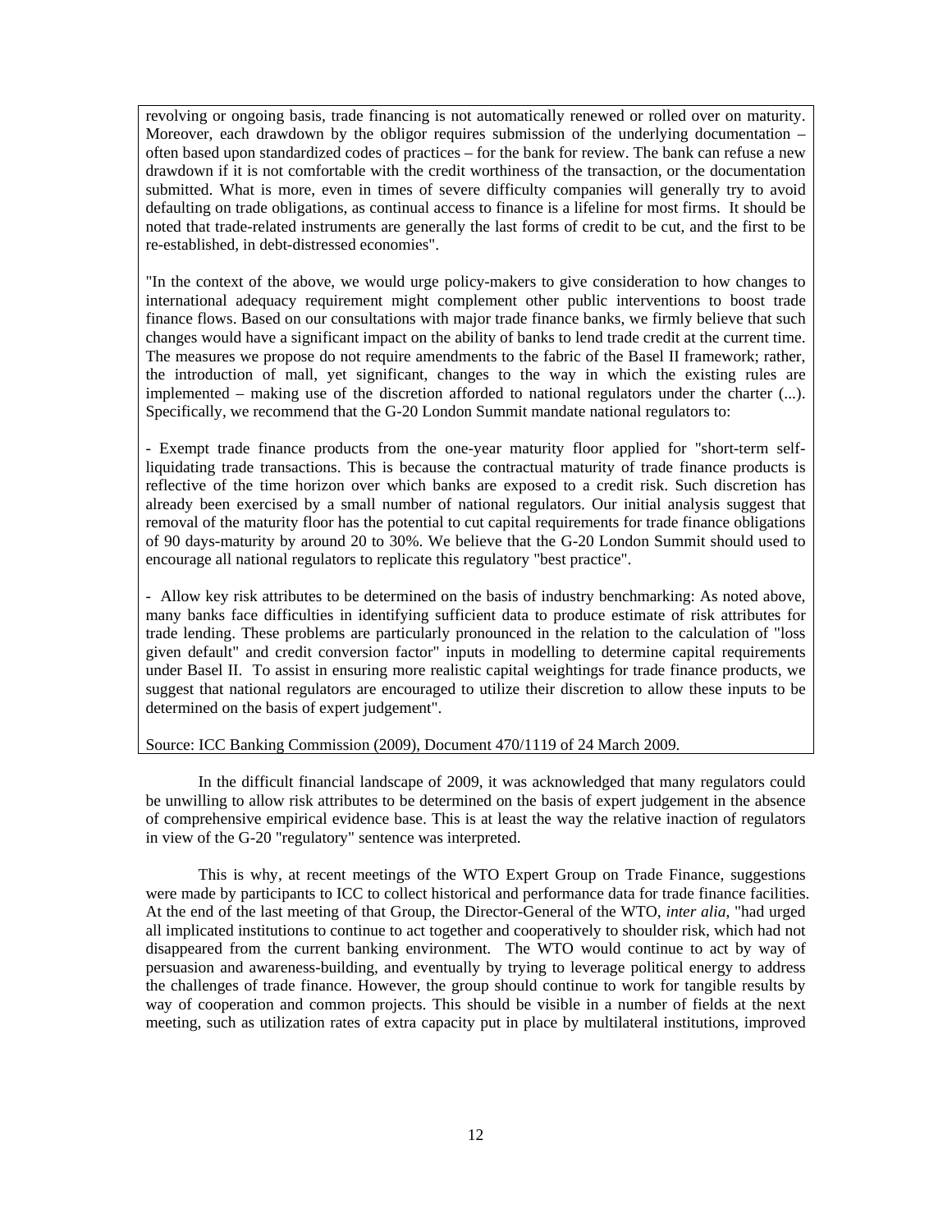revolving or ongoing basis, trade financing is not automatically renewed or rolled over on maturity. Moreover, each drawdown by the obligor requires submission of the underlying documentation – often based upon standardized codes of practices – for the bank for review. The bank can refuse a new drawdown if it is not comfortable with the credit worthiness of the transaction, or the documentation submitted. What is more, even in times of severe difficulty companies will generally try to avoid defaulting on trade obligations, as continual access to finance is a lifeline for most firms. It should be noted that trade-related instruments are generally the last forms of credit to be cut, and the first to be re-established, in debt-distressed economies".

"In the context of the above, we would urge policy-makers to give consideration to how changes to international adequacy requirement might complement other public interventions to boost trade finance flows. Based on our consultations with major trade finance banks, we firmly believe that such changes would have a significant impact on the ability of banks to lend trade credit at the current time. The measures we propose do not require amendments to the fabric of the Basel II framework; rather, the introduction of mall, yet significant, changes to the way in which the existing rules are implemented – making use of the discretion afforded to national regulators under the charter (...). Specifically, we recommend that the G-20 London Summit mandate national regulators to:

- Exempt trade finance products from the one-year maturity floor applied for "short-term self-liquidating trade transactions. This is because the contractual maturity of trade finance products is reflective of the time horizon over which banks are exposed to a credit risk. Such discretion has already been exercised by a small number of national regulators. Our initial analysis suggest that removal of the maturity floor has the potential to cut capital requirements for trade finance obligations of 90 days-maturity by around 20 to 30%. We believe that the G-20 London Summit should used to encourage all national regulators to replicate this regulatory "best practice".

- Allow key risk attributes to be determined on the basis of industry benchmarking: As noted above, many banks face difficulties in identifying sufficient data to produce estimate of risk attributes for trade lending. These problems are particularly pronounced in the relation to the calculation of "loss given default" and credit conversion factor" inputs in modelling to determine capital requirements under Basel II. To assist in ensuring more realistic capital weightings for trade finance products, we suggest that national regulators are encouraged to utilize their discretion to allow these inputs to be determined on the basis of expert judgement".

Source: ICC Banking Commission (2009), Document 470/1119 of 24 March 2009.

In the difficult financial landscape of 2009, it was acknowledged that many regulators could be unwilling to allow risk attributes to be determined on the basis of expert judgement in the absence of comprehensive empirical evidence base. This is at least the way the relative inaction of regulators in view of the G-20 "regulatory" sentence was interpreted.

This is why, at recent meetings of the WTO Expert Group on Trade Finance, suggestions were made by participants to ICC to collect historical and performance data for trade finance facilities. At the end of the last meeting of that Group, the Director-General of the WTO, *inter alia*, "had urged all implicated institutions to continue to act together and cooperatively to shoulder risk, which had not disappeared from the current banking environment. The WTO would continue to act by way of persuasion and awareness-building, and eventually by trying to leverage political energy to address the challenges of trade finance. However, the group should continue to work for tangible results by way of cooperation and common projects. This should be visible in a number of fields at the next meeting, such as utilization rates of extra capacity put in place by multilateral institutions, improved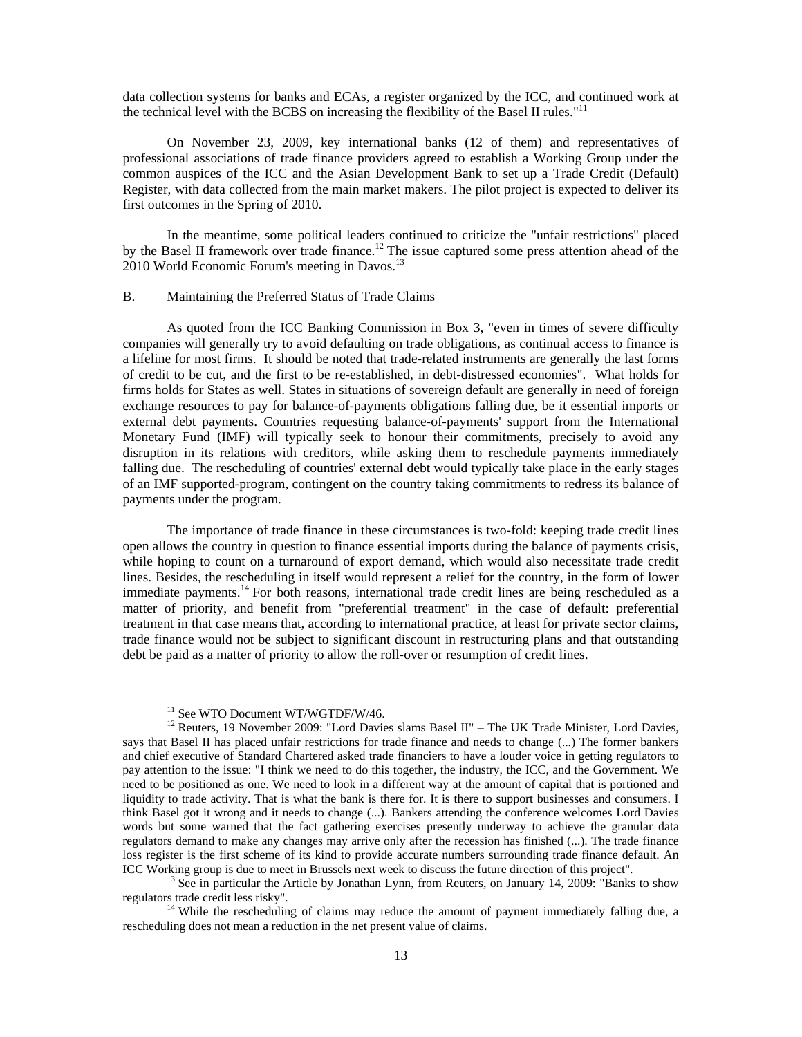data collection systems for banks and ECAs, a register organized by the ICC, and continued work at the technical level with the BCBS on increasing the flexibility of the Basel II rules."[11]

On November 23, 2009, key international banks (12 of them) and representatives of professional associations of trade finance providers agreed to establish a Working Group under the common auspices of the ICC and the Asian Development Bank to set up a Trade Credit (Default) Register, with data collected from the main market makers. The pilot project is expected to deliver its first outcomes in the Spring of 2010.

In the meantime, some political leaders continued to criticize the "unfair restrictions" placed by the Basel II framework over trade finance.[12] The issue captured some press attention ahead of the 2010 World Economic Forum's meeting in Davos.[13]

### B. Maintaining the Preferred Status of Trade Claims

As quoted from the ICC Banking Commission in Box 3, "even in times of severe difficulty companies will generally try to avoid defaulting on trade obligations, as continual access to finance is a lifeline for most firms. It should be noted that trade-related instruments are generally the last forms of credit to be cut, and the first to be re-established, in debt-distressed economies". What holds for firms holds for States as well. States in situations of sovereign default are generally in need of foreign exchange resources to pay for balance-of-payments obligations falling due, be it essential imports or external debt payments. Countries requesting balance-of-payments' support from the International Monetary Fund (IMF) will typically seek to honour their commitments, precisely to avoid any disruption in its relations with creditors, while asking them to reschedule payments immediately falling due. The rescheduling of countries' external debt would typically take place in the early stages of an IMF supported-program, contingent on the country taking commitments to redress its balance of payments under the program.

The importance of trade finance in these circumstances is two-fold: keeping trade credit lines open allows the country in question to finance essential imports during the balance of payments crisis, while hoping to count on a turnaround of export demand, which would also necessitate trade credit lines. Besides, the rescheduling in itself would represent a relief for the country, in the form of lower immediate payments.[14] For both reasons, international trade credit lines are being rescheduled as a matter of priority, and benefit from "preferential treatment" in the case of default: preferential treatment in that case means that, according to international practice, at least for private sector claims, trade finance would not be subject to significant discount in restructuring plans and that outstanding debt be paid as a matter of priority to allow the roll-over or resumption of credit lines.

---

[11] See WTO Document WT/WGTDF/W/46.

[12] Reuters, 19 November 2009: "Lord Davies slams Basel II" – The UK Trade Minister, Lord Davies, says that Basel II has placed unfair restrictions for trade finance and needs to change (...) The former bankers and chief executive of Standard Chartered asked trade financiers to have a louder voice in getting regulators to pay attention to the issue: "I think we need to do this together, the industry, the ICC, and the Government. We need to be positioned as one. We need to look in a different way at the amount of capital that is portioned and liquidity to trade activity. That is what the bank is there for. It is there to support businesses and consumers. I think Basel got it wrong and it needs to change (...). Bankers attending the conference welcomes Lord Davies words but some warned that the fact gathering exercises presently underway to achieve the granular data regulators demand to make any changes may arrive only after the recession has finished (...). The trade finance loss register is the first scheme of its kind to provide accurate numbers surrounding trade finance default. An ICC Working group is due to meet in Brussels next week to discuss the future direction of this project".

[13] See in particular the Article by Jonathan Lynn, from Reuters, on January 14, 2009: "Banks to show regulators trade credit less risky".

[14] While the rescheduling of claims may reduce the amount of payment immediately falling due, a rescheduling does not mean a reduction in the net present value of claims.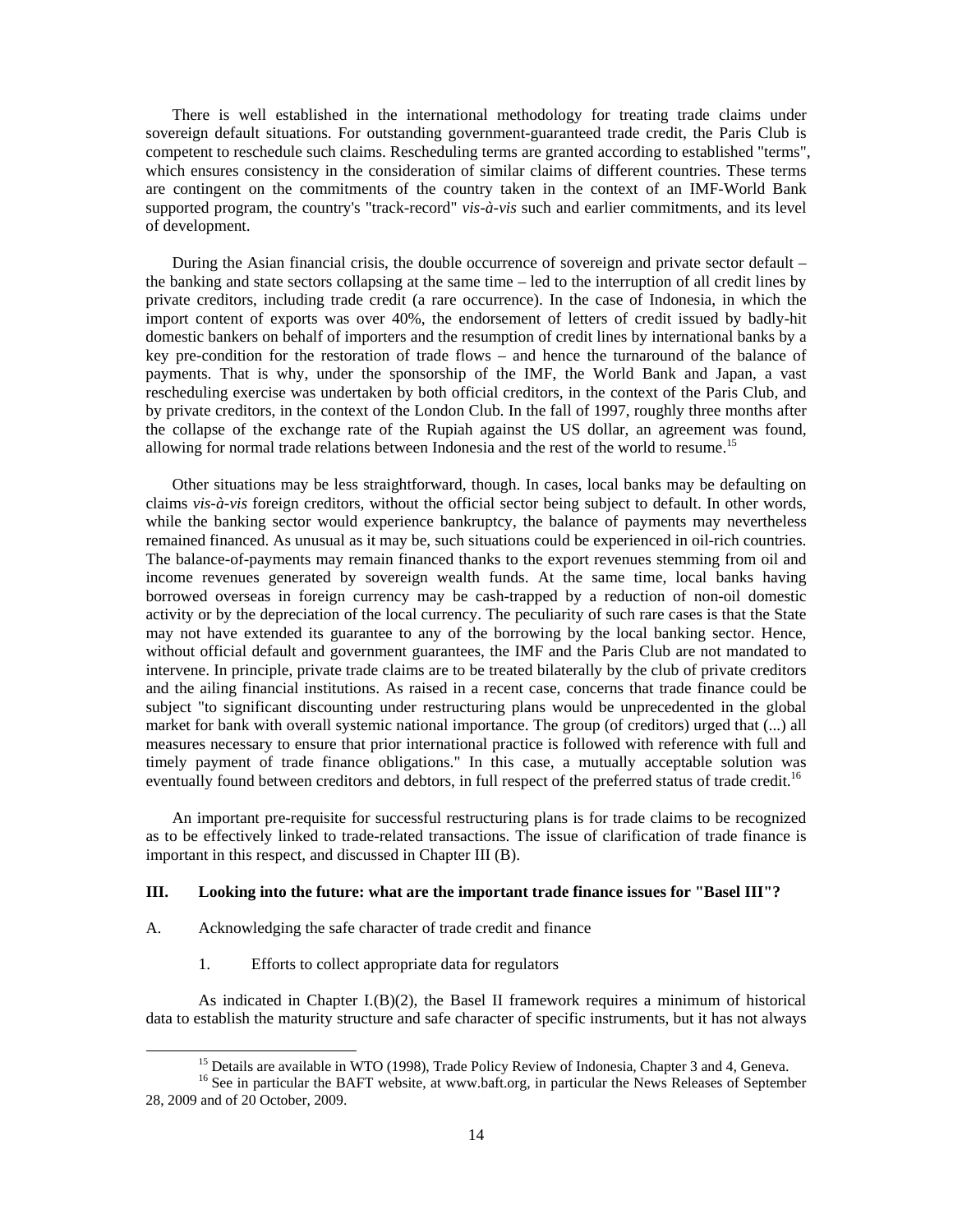There is well established in the international methodology for treating trade claims under sovereign default situations. For outstanding government-guaranteed trade credit, the Paris Club is competent to reschedule such claims. Rescheduling terms are granted according to established "terms", which ensures consistency in the consideration of similar claims of different countries. These terms are contingent on the commitments of the country taken in the context of an IMF-World Bank supported program, the country's "track-record" *vis-à-vis* such and earlier commitments, and its level of development.

During the Asian financial crisis, the double occurrence of sovereign and private sector default – the banking and state sectors collapsing at the same time – led to the interruption of all credit lines by private creditors, including trade credit (a rare occurrence). In the case of Indonesia, in which the import content of exports was over 40%, the endorsement of letters of credit issued by badly-hit domestic bankers on behalf of importers and the resumption of credit lines by international banks by a key pre-condition for the restoration of trade flows – and hence the turnaround of the balance of payments. That is why, under the sponsorship of the IMF, The World Bank and Japan, a vast rescheduling exercise was undertaken by both official creditors, in the context of the Paris Club, and by private creditors, in the context of the London Club. In the fall of 1997, roughly three months after the collapse of the exchange rate of the Rupiah against the US dollar, an agreement was found, allowing for normal trade relations between Indonesia and the rest of the world to resume.[15]

Other situations may be less straightforward, though. In cases, local banks may be defaulting on claims *vis-à-vis* foreign creditors, without the official sector being subject to default. In other words, while the banking sector would experience bankruptcy, the balance of payments may nevertheless remained financed. As unusual as it may be, such situations could be experienced in oil-rich countries. The balance-of-payments may remain financed thanks to the export revenues stemming from oil and income revenues generated by sovereign wealth funds. At the same time, local banks having borrowed overseas in foreign currency may be cash-trapped by a reduction of non-oil domestic activity or by the depreciation of the local currency. The peculiarity of such rare cases is that the State may not have extended its guarantee to any of the borrowing by the local banking sector. Hence, without official default and government guarantees, the IMF and the Paris Club are not mandated to intervene. In principle, private trade claims are to be treated bilaterally by the club of private creditors and the ailing financial institutions. As raised in a recent case, concerns that trade finance could be subject "to significant discounting under restructuring plans would be unprecedented in the global market for bank with overall systemic national importance. The group (of creditors) urged that (...) all measures necessary to ensure that prior international practice is followed with reference with full and timely payment of trade finance obligations." In this case, a mutually acceptable solution was eventually found between creditors and debtors, in full respect of the preferred status of trade credit.[16]

An important pre-requisite for successful restructuring plans is for trade claims to be recognized as to be effectively linked to trade-related transactions. The issue of clarification of trade finance is important in this respect, and discussed in Chapter III (B).

## III. Looking into the future: what are the important trade finance issues for "Basel III"?

### A. Acknowledging the safe character of trade credit and finance

#### 1. Efforts to collect appropriate data for regulators

As indicated in Chapter I.(B)(2), the Basel II framework requires a minimum of historical data to establish the maturity structure and safe character of specific instruments, but it has not always

[15] Details are available in WTO (1998), Trade Policy Review of Indonesia, Chapter 3 and 4, Geneva.

[16] See in particular the BAFT website, at www.baft.org, in particular the News Releases of September 28, 2009 and of 20 October, 2009.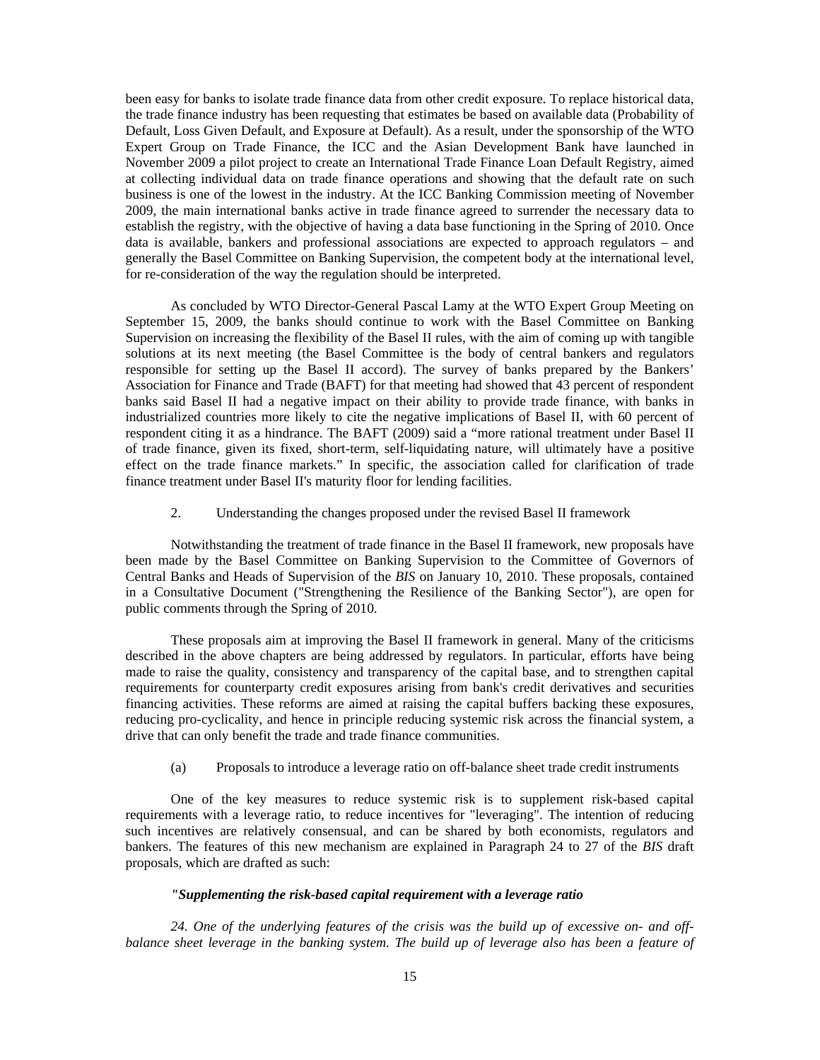been easy for banks to isolate trade finance data from other credit exposure. To replace historical data, the trade finance industry has been requesting that estimates be based on available data (Probability of Default, Loss Given Default, and Exposure at Default). As a result, under the sponsorship of the WTO Expert Group on Trade Finance, the ICC and the Asian Development Bank have launched in November 2009 a pilot project to create an International Trade Finance Loan Default Registry, aimed at collecting individual data on trade finance operations and showing that the default rate on such business is one of the lowest in the industry. At the ICC Banking Commission meeting of November 2009, the main international banks active in trade finance agreed to surrender the necessary data to establish the registry, with the objective of having a data base functioning in the Spring of 2010. Once data is available, bankers and professional associations are expected to approach regulators – and generally the Basel Committee on Banking Supervision, the competent body at the international level, for re-consideration of the way the regulation should be interpreted.

As concluded by WTO Director-General Pascal Lamy at the WTO Expert Group Meeting on September 15, 2009, the banks should continue to work with the Basel Committee on Banking Supervision on increasing the flexibility of the Basel II rules, with the aim of coming up with tangible solutions at its next meeting (the Basel Committee is the body of central bankers and regulators responsible for setting up the Basel II accord). The survey of banks prepared by the Bankers' Association for Finance and Trade (BAFT) for that meeting had showed that 43 percent of respondent banks said Basel II had a negative impact on their ability to provide trade finance, with banks in industrialized countries more likely to cite the negative implications of Basel II, with 60 percent of respondent citing it as a hindrance. The BAFT (2009) said a "more rational treatment under Basel II of trade finance, given its fixed, short-term, self-liquidating nature, will ultimately have a positive effect on the trade finance markets." In specific, the association called for clarification of trade finance treatment under Basel II's maturity floor for lending facilities.

## 2. Understanding the changes proposed under the revised Basel II framework

Notwithstanding the treatment of trade finance in the Basel II framework, new proposals have been made by the Basel Committee on Banking Supervision to the Committee of Governors of Central Banks and Heads of Supervision of the *BIS* on January 10, 2010. These proposals, contained in a Consultative Document ("Strengthening the Resilience of the Banking Sector"), are open for public comments through the Spring of 2010.

These proposals aim at improving the Basel II framework in general. Many of the criticisms described in the above chapters are being addressed by regulators. In particular, efforts have being made to raise the quality, consistency and transparency of the capital base, and to strengthen capital requirements for counterparty credit exposures arising from bank's credit derivatives and securities financing activities. These reforms are aimed at raising the capital buffers backing these exposures, reducing pro-cyclicality, and hence in principle reducing systemic risk across the financial system, a drive that can only benefit the trade and trade finance communities.

### (a) Proposals to introduce a leverage ratio on off-balance sheet trade credit instruments

One of the key measures to reduce systemic risk is to supplement risk-based capital requirements with a leverage ratio, to reduce incentives for "leveraging". The intention of reducing such incentives are relatively consensual, and can be shared by both economists, regulators and bankers. The features of this new mechanism are explained in Paragraph 24 to 27 of the *BIS* draft proposals, which are drafted as such:

***"Supplementing the risk-based capital requirement with a leverage ratio***

*24. One of the underlying features of the crisis was the build up of excessive on- and off-balance sheet leverage in the banking system. The build up of leverage also has been a feature of*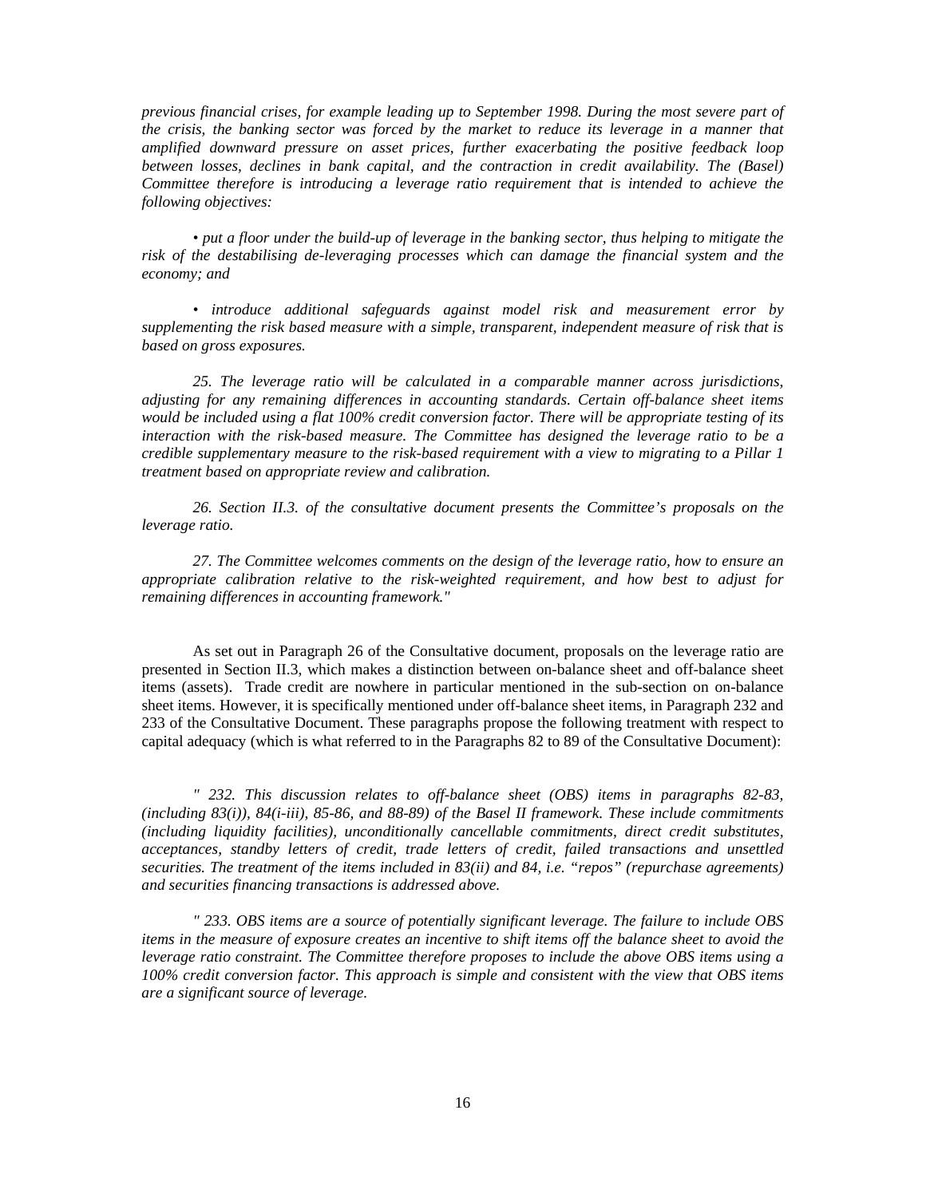*previous financial crises, for example leading up to September 1998. During the most severe part of the crisis, the banking sector was forced by the market to reduce its leverage in a manner that amplified downward pressure on asset prices, further exacerbating the positive feedback loop between losses, declines in bank capital, and the contraction in credit availability. The (Basel) Committee therefore is introducing a leverage ratio requirement that is intended to achieve the following objectives:*

*• put a floor under the build-up of leverage in the banking sector, thus helping to mitigate the risk of the destabilising de-leveraging processes which can damage the financial system and the economy; and*

*• introduce additional safeguards against model risk and measurement error by supplementing the risk based measure with a simple, transparent, independent measure of risk that is based on gross exposures.*

*25. The leverage ratio will be calculated in a comparable manner across jurisdictions, adjusting for any remaining differences in accounting standards. Certain off-balance sheet items would be included using a flat 100% credit conversion factor. There will be appropriate testing of its interaction with the risk-based measure. The Committee has designed the leverage ratio to be a credible supplementary measure to the risk-based requirement with a view to migrating to a Pillar 1 treatment based on appropriate review and calibration.*

*26. Section II.3. of the consultative document presents the Committee's proposals on the leverage ratio.*

*27. The Committee welcomes comments on the design of the leverage ratio, how to ensure an appropriate calibration relative to the risk-weighted requirement, and how best to adjust for remaining differences in accounting framework."*

As set out in Paragraph 26 of the Consultative document, proposals on the leverage ratio are presented in Section II.3, which makes a distinction between on-balance sheet and off-balance sheet items (assets). Trade credit are nowhere in particular mentioned in the sub-section on on-balance sheet items. However, it is specifically mentioned under off-balance sheet items, in Paragraph 232 and 233 of the Consultative Document. These paragraphs propose the following treatment with respect to capital adequacy (which is what referred to in the Paragraphs 82 to 89 of the Consultative Document):

*" 232. This discussion relates to off-balance sheet (OBS) items in paragraphs 82-83, (including 83(i)), 84(i-iii), 85-86, and 88-89) of the Basel II framework. These include commitments (including liquidity facilities), unconditionally cancellable commitments, direct credit substitutes, acceptances, standby letters of credit, trade letters of credit, failed transactions and unsettled securities. The treatment of the items included in 83(ii) and 84, i.e. "repos" (repurchase agreements) and securities financing transactions is addressed above.*

*" 233. OBS items are a source of potentially significant leverage. The failure to include OBS items in the measure of exposure creates an incentive to shift items off the balance sheet to avoid the leverage ratio constraint. The Committee therefore proposes to include the above OBS items using a 100% credit conversion factor. This approach is simple and consistent with the view that OBS items are a significant source of leverage.*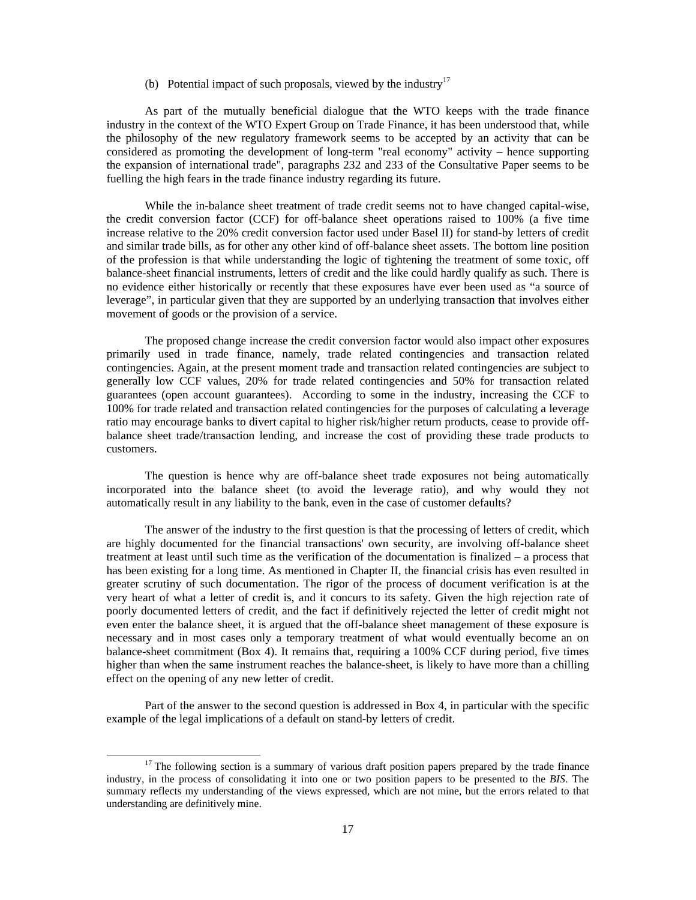(b) Potential impact of such proposals, viewed by the industry[17]

As part of the mutually beneficial dialogue that the WTO keeps with the trade finance industry in the context of the WTO Expert Group on Trade Finance, it has been understood that, while the philosophy of the new regulatory framework seems to be accepted by an activity that can be considered as promoting the development of long-term "real economy" activity – hence supporting the expansion of international trade", paragraphs 232 and 233 of the Consultative Paper seems to be fuelling the high fears in the trade finance industry regarding its future.

While the in-balance sheet treatment of trade credit seems not to have changed capital-wise, the credit conversion factor (CCF) for off-balance sheet operations raised to 100% (a five time increase relative to the 20% credit conversion factor used under Basel II) for stand-by letters of credit and similar trade bills, as for other any other kind of off-balance sheet assets. The bottom line position of the profession is that while understanding the logic of tightening the treatment of some toxic, off balance-sheet financial instruments, letters of credit and the like could hardly qualify as such. There is no evidence either historically or recently that these exposures have ever been used as "a source of leverage", in particular given that they are supported by an underlying transaction that involves either movement of goods or the provision of a service.

The proposed change increase the credit conversion factor would also impact other exposures primarily used in trade finance, namely, trade related contingencies and transaction related contingencies. Again, at the present moment trade and transaction related contingencies are subject to generally low CCF values, 20% for trade related contingencies and 50% for transaction related guarantees (open account guarantees). According to some in the industry, increasing the CCF to 100% for trade related and transaction related contingencies for the purposes of calculating a leverage ratio may encourage banks to divert capital to higher risk/higher return products, cease to provide off-balance sheet trade/transaction lending, and increase the cost of providing these trade products to customers.

The question is hence why are off-balance sheet trade exposures not being automatically incorporated into the balance sheet (to avoid the leverage ratio), and why would they not automatically result in any liability to the bank, even in the case of customer defaults?

The answer of the industry to the first question is that the processing of letters of credit, which are highly documented for the financial transactions' own security, are involving off-balance sheet treatment at least until such time as the verification of the documentation is finalized – a process that has been existing for a long time. As mentioned in Chapter II, the financial crisis has even resulted in greater scrutiny of such documentation. The rigor of the process of document verification is at the very heart of what a letter of credit is, and it concurs to its safety. Given the high rejection rate of poorly documented letters of credit, and the fact if definitively rejected the letter of credit might not even enter the balance sheet, it is argued that the off-balance sheet management of these exposure is necessary and in most cases only a temporary treatment of what would eventually become an on balance-sheet commitment (Box 4). It remains that, requiring a 100% CCF during period, five times higher than when the same instrument reaches the balance-sheet, is likely to have more than a chilling effect on the opening of any new letter of credit.

Part of the answer to the second question is addressed in Box 4, in particular with the specific example of the legal implications of a default on stand-by letters of credit.

[17] The following section is a summary of various draft position papers prepared by the trade finance industry, in the process of consolidating it into one or two position papers to be presented to the *BIS*. The summary reflects my understanding of the views expressed, which are not mine, but the errors related to that understanding are definitively mine.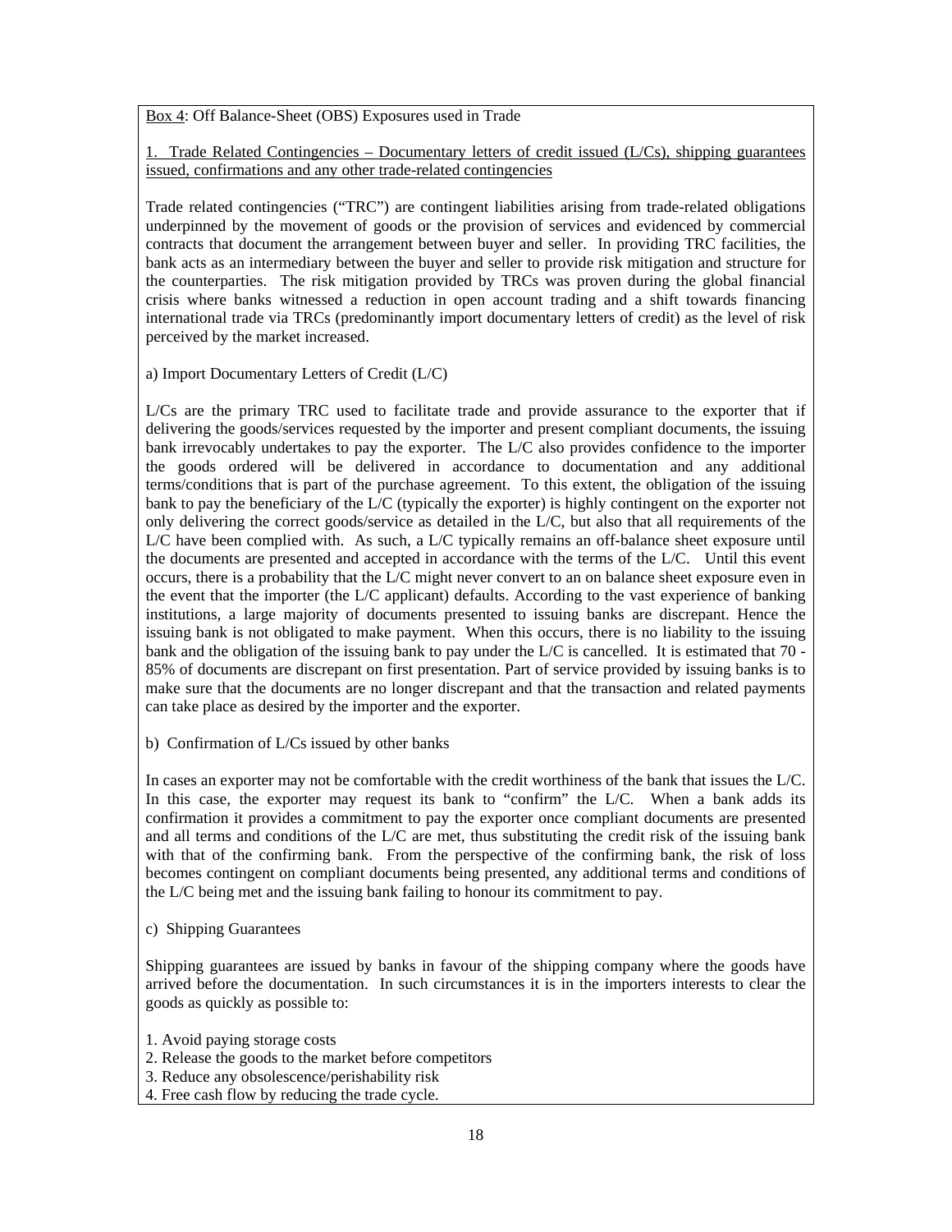Box 4: Off Balance-Sheet (OBS) Exposures used in Trade

1. Trade Related Contingencies – Documentary letters of credit issued (L/Cs), shipping guarantees issued, confirmations and any other trade-related contingencies

Trade related contingencies ("TRC") are contingent liabilities arising from trade-related obligations underpinned by the movement of goods or the provision of services and evidenced by commercial contracts that document the arrangement between buyer and seller. In providing TRC facilities, the bank acts as an intermediary between the buyer and seller to provide risk mitigation and structure for the counterparties. The risk mitigation provided by TRCs was proven during the global financial crisis where banks witnessed a reduction in open account trading and a shift towards financing international trade via TRCs (predominantly import documentary letters of credit) as the level of risk perceived by the market increased.

a) Import Documentary Letters of Credit (L/C)

L/Cs are the primary TRC used to facilitate trade and provide assurance to the exporter that if delivering the goods/services requested by the importer and present compliant documents, the issuing bank irrevocably undertakes to pay the exporter. The L/C also provides confidence to the importer the goods ordered will be delivered in accordance to documentation and any additional terms/conditions that is part of the purchase agreement. To this extent, the obligation of the issuing bank to pay the beneficiary of the L/C (typically the exporter) is highly contingent on the exporter not only delivering the correct goods/service as detailed in the L/C, but also that all requirements of the L/C have been complied with. As such, a L/C typically remains an off-balance sheet exposure until the documents are presented and accepted in accordance with the terms of the L/C. Until this event occurs, there is a probability that the L/C might never convert to an on balance sheet exposure even in the event that the importer (the L/C applicant) defaults. According to the vast experience of banking institutions, a large majority of documents presented to issuing banks are discrepant. Hence the issuing bank is not obligated to make payment. When this occurs, there is no liability to the issuing bank and the obligation of the issuing bank to pay under the L/C is cancelled. It is estimated that 70 - 85% of documents are discrepant on first presentation. Part of service provided by issuing banks is to make sure that the documents are no longer discrepant and that the transaction and related payments can take place as desired by the importer and the exporter.

b) Confirmation of L/Cs issued by other banks

In cases an exporter may not be comfortable with the credit worthiness of the bank that issues the L/C. In this case, the exporter may request its bank to "confirm" the L/C. When a bank adds its confirmation it provides a commitment to pay the exporter once compliant documents are presented and all terms and conditions of the L/C are met, thus substituting the credit risk of the issuing bank with that of the confirming bank. From the perspective of the confirming bank, the risk of loss becomes contingent on compliant documents being presented, any additional terms and conditions of the L/C being met and the issuing bank failing to honour its commitment to pay.

c) Shipping Guarantees

Shipping guarantees are issued by banks in favour of the shipping company where the goods have arrived before the documentation. In such circumstances it is in the importers interests to clear the goods as quickly as possible to:

1. Avoid paying storage costs
2. Release the goods to the market before competitors
3. Reduce any obsolescence/perishability risk
4. Free cash flow by reducing the trade cycle.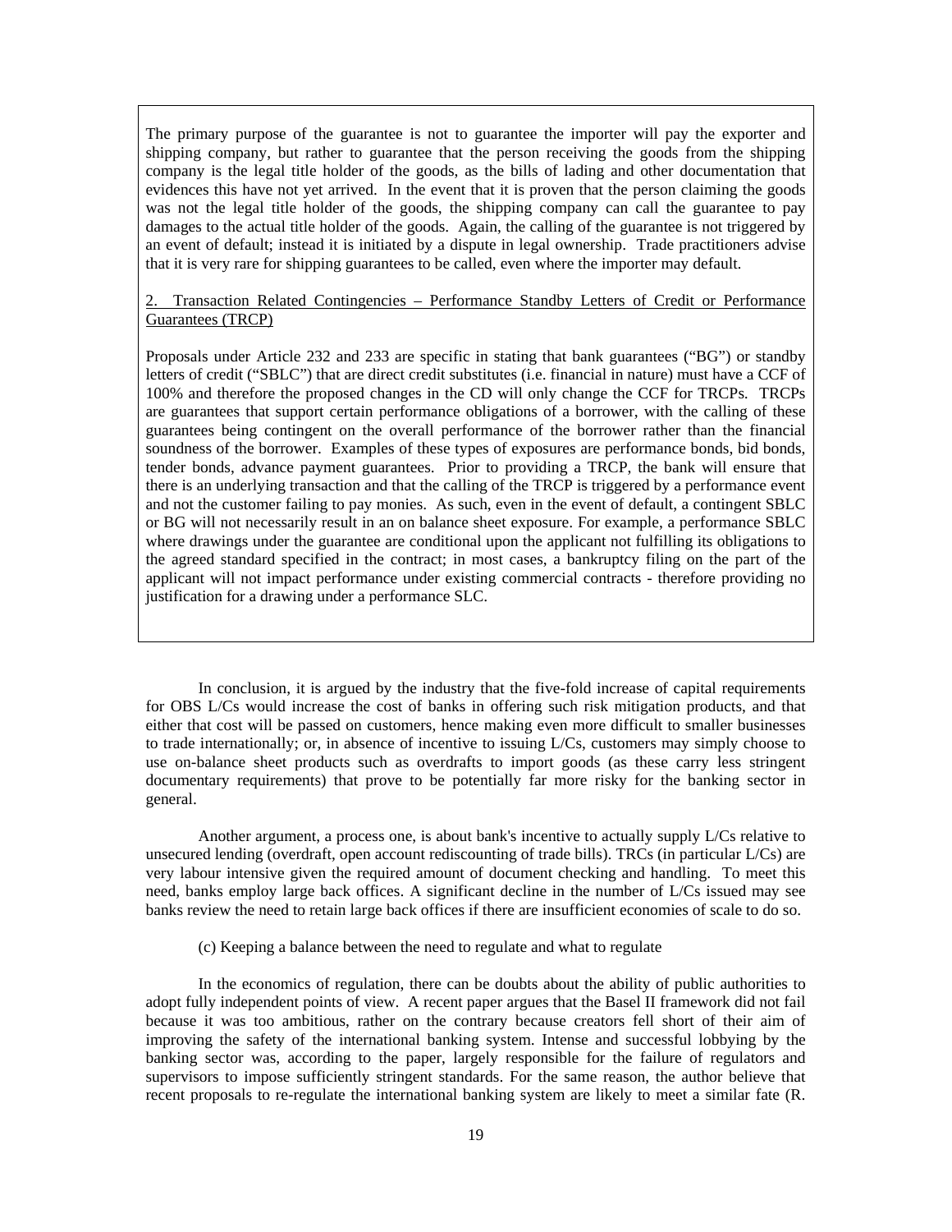The primary purpose of the guarantee is not to guarantee the importer will pay the exporter and shipping company, but rather to guarantee that the person receiving the goods from the shipping company is the legal title holder of the goods, as the bills of lading and other documentation that evidences this have not yet arrived. In the event that it is proven that the person claiming the goods was not the legal title holder of the goods, the shipping company can call the guarantee to pay damages to the actual title holder of the goods. Again, the calling of the guarantee is not triggered by an event of default; instead it is initiated by a dispute in legal ownership. Trade practitioners advise that it is very rare for shipping guarantees to be called, even where the importer may default.

2. Transaction Related Contingencies – Performance Standby Letters of Credit or Performance Guarantees (TRCP)

Proposals under Article 232 and 233 are specific in stating that bank guarantees ("BG") or standby letters of credit ("SBLC") that are direct credit substitutes (i.e. financial in nature) must have a CCF of 100% and therefore the proposed changes in the CD will only change the CCF for TRCPs. TRCPs are guarantees that support certain performance obligations of a borrower, with the calling of these guarantees being contingent on the overall performance of the borrower rather than the financial soundness of the borrower. Examples of these types of exposures are performance bonds, bid bonds, tender bonds, advance payment guarantees. Prior to providing a TRCP, the bank will ensure that there is an underlying transaction and that the calling of the TRCP is triggered by a performance event and not the customer failing to pay monies. As such, even in the event of default, a contingent SBLC or BG will not necessarily result in an on balance sheet exposure. For example, a performance SBLC where drawings under the guarantee are conditional upon the applicant not fulfilling its obligations to the agreed standard specified in the contract; in most cases, a bankruptcy filing on the part of the applicant will not impact performance under existing commercial contracts - therefore providing no justification for a drawing under a performance SLC.

In conclusion, it is argued by the industry that the five-fold increase of capital requirements for OBS L/Cs would increase the cost of banks in offering such risk mitigation products, and that either that cost will be passed on customers, hence making even more difficult to smaller businesses to trade internationally; or, in absence of incentive to issuing L/Cs, customers may simply choose to use on-balance sheet products such as overdrafts to import goods (as these carry less stringent documentary requirements) that prove to be potentially far more risky for the banking sector in general.

Another argument, a process one, is about bank's incentive to actually supply L/Cs relative to unsecured lending (overdraft, open account rediscounting of trade bills). TRCs (in particular L/Cs) are very labour intensive given the required amount of document checking and handling. To meet this need, banks employ large back offices. A significant decline in the number of L/Cs issued may see banks review the need to retain large back offices if there are insufficient economies of scale to do so.

(c) Keeping a balance between the need to regulate and what to regulate

In the economics of regulation, there can be doubts about the ability of public authorities to adopt fully independent points of view. A recent paper argues that the Basel II framework did not fail because it was too ambitious, rather on the contrary because creators fell short of their aim of improving the safety of the international banking system. Intense and successful lobbying by the banking sector was, according to the paper, largely responsible for the failure of regulators and supervisors to impose sufficiently stringent standards. For the same reason, the author believe that recent proposals to re-regulate the international banking system are likely to meet a similar fate (R.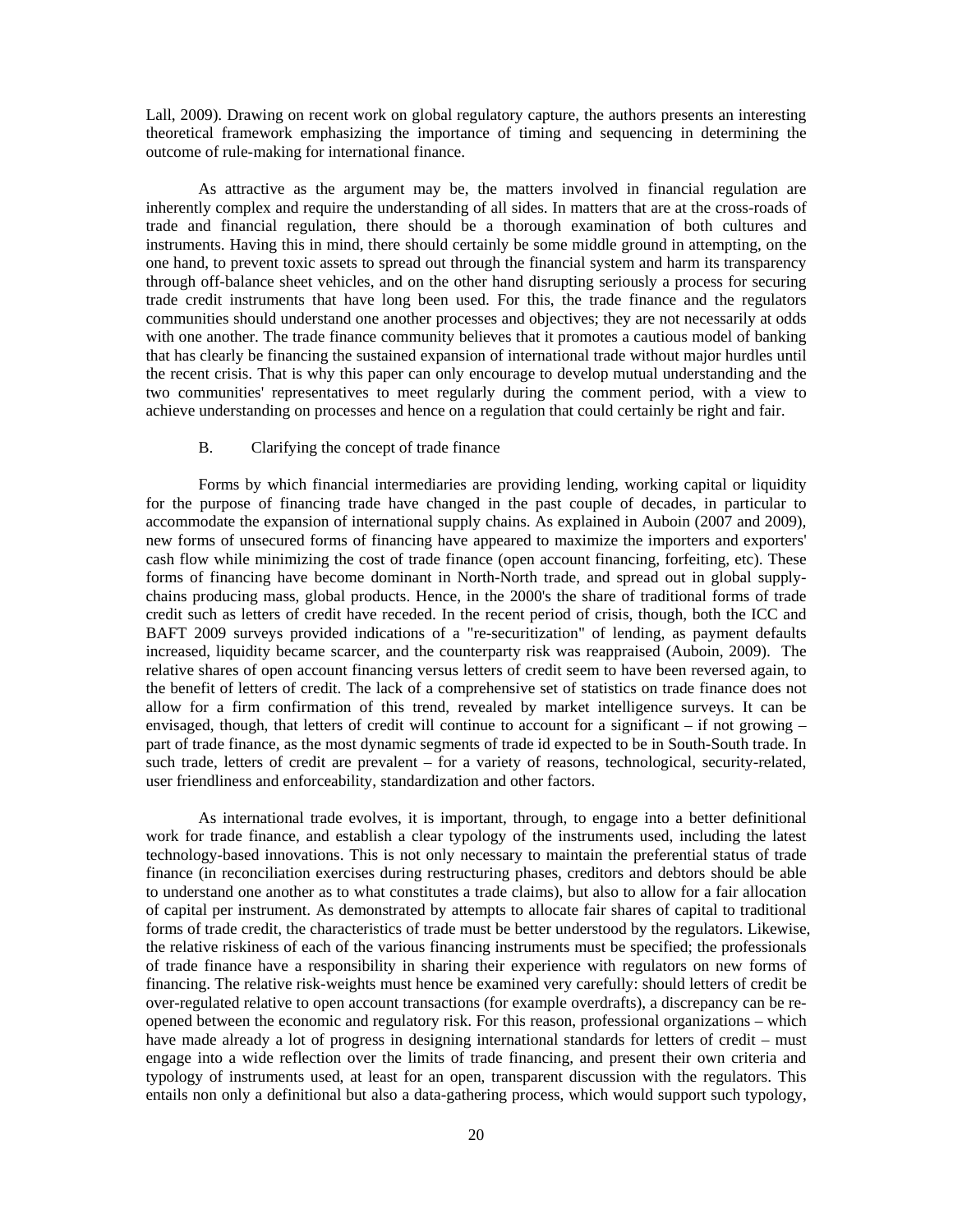Lall, 2009). Drawing on recent work on global regulatory capture, the authors presents an interesting theoretical framework emphasizing the importance of timing and sequencing in determining the outcome of rule-making for international finance.

As attractive as the argument may be, the matters involved in financial regulation are inherently complex and require the understanding of all sides. In matters that are at the cross-roads of trade and financial regulation, there should be a thorough examination of both cultures and instruments. Having this in mind, there should certainly be some middle ground in attempting, on the one hand, to prevent toxic assets to spread out through the financial system and harm its transparency through off-balance sheet vehicles, and on the other hand disrupting seriously a process for securing trade credit instruments that have long been used. For this, the trade finance and the regulators communities should understand one another processes and objectives; they are not necessarily at odds with one another. The trade finance community believes that it promotes a cautious model of banking that has clearly be financing the sustained expansion of international trade without major hurdles until the recent crisis. That is why this paper can only encourage to develop mutual understanding and the two communities' representatives to meet regularly during the comment period, with a view to achieve understanding on processes and hence on a regulation that could certainly be right and fair.

## B. Clarifying the concept of trade finance

Forms by which financial intermediaries are providing lending, working capital or liquidity for the purpose of financing trade have changed in the past couple of decades, in particular to accommodate the expansion of international supply chains. As explained in Auboin (2007 and 2009), new forms of unsecured forms of financing have appeared to maximize the importers and exporters' cash flow while minimizing the cost of trade finance (open account financing, forfeiting, etc). These forms of financing have become dominant in North-North trade, and spread out in global supply-chains producing mass, global products. Hence, in the 2000's the share of traditional forms of trade credit such as letters of credit have receded. In the recent period of crisis, though, both the ICC and BAFT 2009 surveys provided indications of a "re-securitization" of lending, as payment defaults increased, liquidity became scarcer, and the counterparty risk was reappraised (Auboin, 2009). The relative shares of open account financing versus letters of credit seem to have been reversed again, to the benefit of letters of credit. The lack of a comprehensive set of statistics on trade finance does not allow for a firm confirmation of this trend, revealed by market intelligence surveys. It can be envisaged, though, that letters of credit will continue to account for a significant – if not growing – part of trade finance, as the most dynamic segments of trade id expected to be in South-South trade. In such trade, letters of credit are prevalent – for a variety of reasons, technological, security-related, user friendliness and enforceability, standardization and other factors.

As international trade evolves, it is important, through, to engage into a better definitional work for trade finance, and establish a clear typology of the instruments used, including the latest technology-based innovations. This is not only necessary to maintain the preferential status of trade finance (in reconciliation exercises during restructuring phases, creditors and debtors should be able to understand one another as to what constitutes a trade claims), but also to allow for a fair allocation of capital per instrument. As demonstrated by attempts to allocate fair shares of capital to traditional forms of trade credit, the characteristics of trade must be better understood by the regulators. Likewise, the relative riskiness of each of the various financing instruments must be specified; the professionals of trade finance have a responsibility in sharing their experience with regulators on new forms of financing. The relative risk-weights must hence be examined very carefully: should letters of credit be over-regulated relative to open account transactions (for example overdrafts), a discrepancy can be re-opened between the economic and regulatory risk. For this reason, professional organizations – which have made already a lot of progress in designing international standards for letters of credit – must engage into a wide reflection over the limits of trade financing, and present their own criteria and typology of instruments used, at least for an open, transparent discussion with the regulators. This entails non only a definitional but also a data-gathering process, which would support such typology,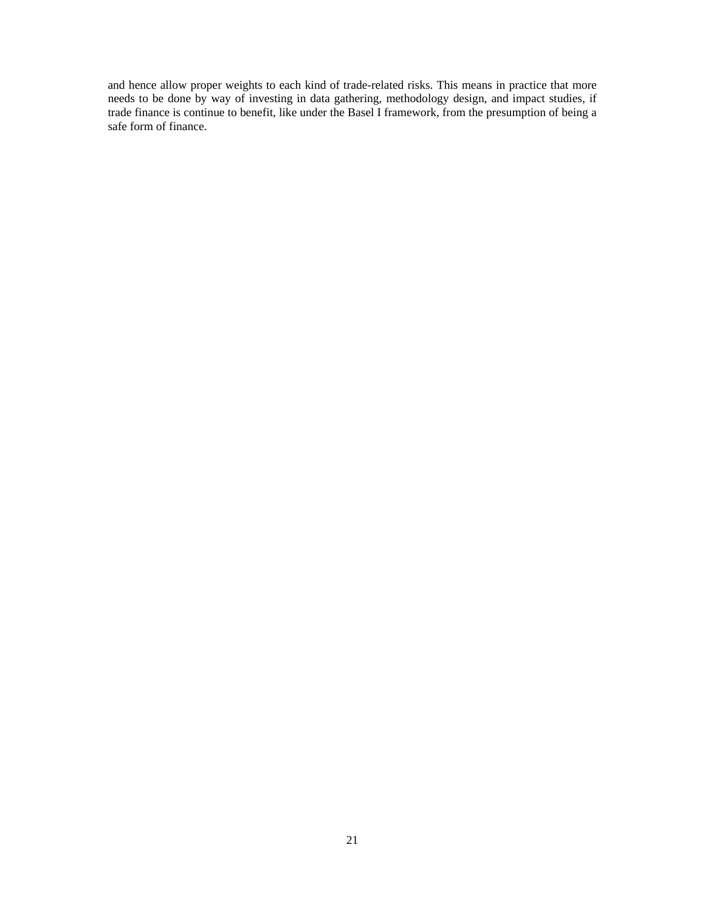and hence allow proper weights to each kind of trade-related risks. This means in practice that more needs to be done by way of investing in data gathering, methodology design, and impact studies, if trade finance is continue to benefit, like under the Basel I framework, from the presumption of being a safe form of finance.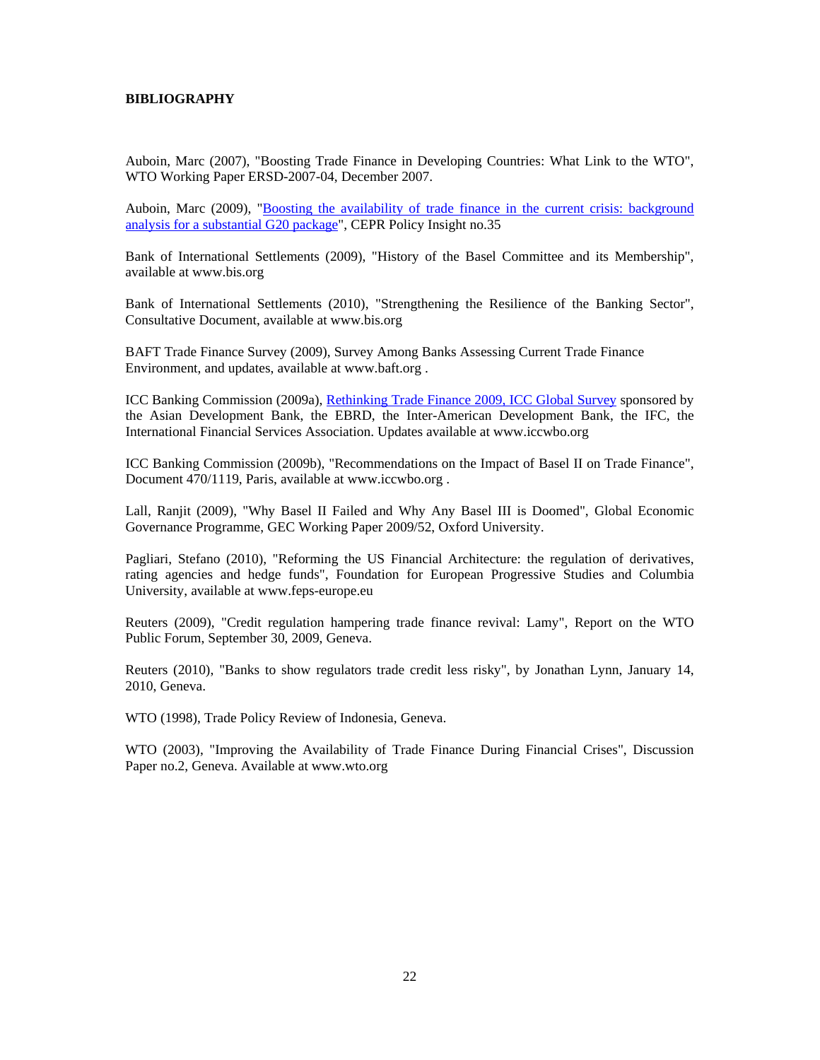**BIBLIOGRAPHY**

Auboin, Marc (2007), "Boosting Trade Finance in Developing Countries: What Link to the WTO", WTO Working Paper ERSD-2007-04, December 2007.

Auboin, Marc (2009), "Boosting the availability of trade finance in the current crisis: background analysis for a substantial G20 package", CEPR Policy Insight no.35

Bank of International Settlements (2009), "History of the Basel Committee and its Membership", available at www.bis.org

Bank of International Settlements (2010), "Strengthening the Resilience of the Banking Sector", Consultative Document, available at www.bis.org

BAFT Trade Finance Survey (2009), Survey Among Banks Assessing Current Trade Finance Environment, and updates, available at www.baft.org .

ICC Banking Commission (2009a), Rethinking Trade Finance 2009, ICC Global Survey sponsored by the Asian Development Bank, the EBRD, the Inter-American Development Bank, the IFC, the International Financial Services Association. Updates available at www.iccwbo.org

ICC Banking Commission (2009b), "Recommendations on the Impact of Basel II on Trade Finance", Document 470/1119, Paris, available at www.iccwbo.org .

Lall, Ranjit (2009), "Why Basel II Failed and Why Any Basel III is Doomed", Global Economic Governance Programme, GEC Working Paper 2009/52, Oxford University.

Pagliari, Stefano (2010), "Reforming the US Financial Architecture: the regulation of derivatives, rating agencies and hedge funds", Foundation for European Progressive Studies and Columbia University, available at www.feps-europe.eu

Reuters (2009), "Credit regulation hampering trade finance revival: Lamy", Report on the WTO Public Forum, September 30, 2009, Geneva.

Reuters (2010), "Banks to show regulators trade credit less risky", by Jonathan Lynn, January 14, 2010, Geneva.

WTO (1998), Trade Policy Review of Indonesia, Geneva.

WTO (2003), "Improving the Availability of Trade Finance During Financial Crises", Discussion Paper no.2, Geneva. Available at www.wto.org